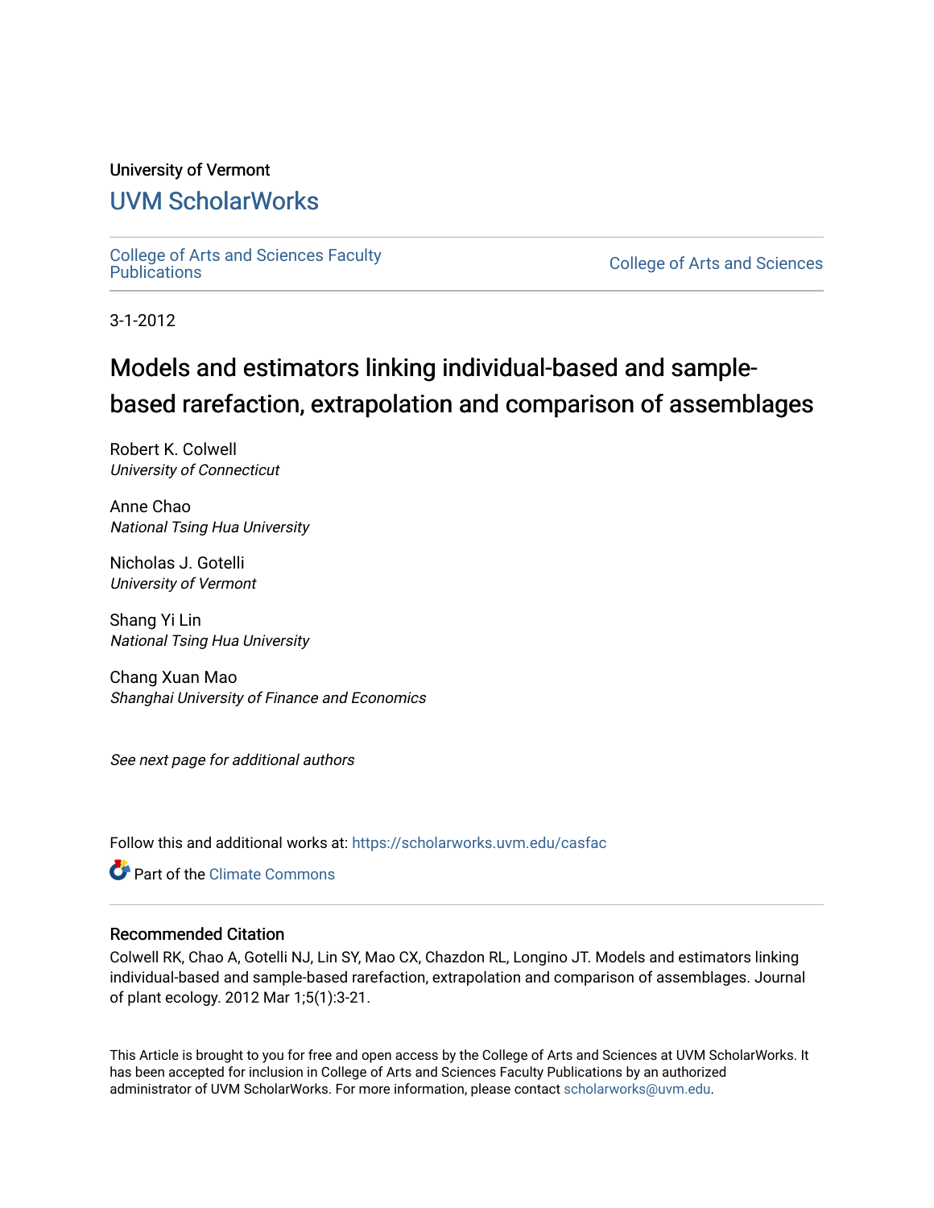University of Vermont

## UVM ScholarWorks

College of Arts and Sciences Faculty Publications

College of Arts and Sciences

3-1-2012

# Models and estimators linking individual-based and sample-based rarefaction, extrapolation and comparison of assemblages

Robert K. Colwell
*University of Connecticut*

Anne Chao
*National Tsing Hua University*

Nicholas J. Gotelli
*University of Vermont*

Shang Yi Lin
*National Tsing Hua University*

Chang Xuan Mao
*Shanghai University of Finance and Economics*

*See next page for additional authors*

Follow this and additional works at: https://scholarworks.uvm.edu/casfac

Part of the Climate Commons

### Recommended Citation

Colwell RK, Chao A, Gotelli NJ, Lin SY, Mao CX, Chazdon RL, Longino JT. Models and estimators linking individual-based and sample-based rarefaction, extrapolation and comparison of assemblages. Journal of plant ecology. 2012 Mar 1;5(1):3-21.

This Article is brought to you for free and open access by the College of Arts and Sciences at UVM ScholarWorks. It has been accepted for inclusion in College of Arts and Sciences Faculty Publications by an authorized administrator of UVM ScholarWorks. For more information, please contact scholarworks@uvm.edu.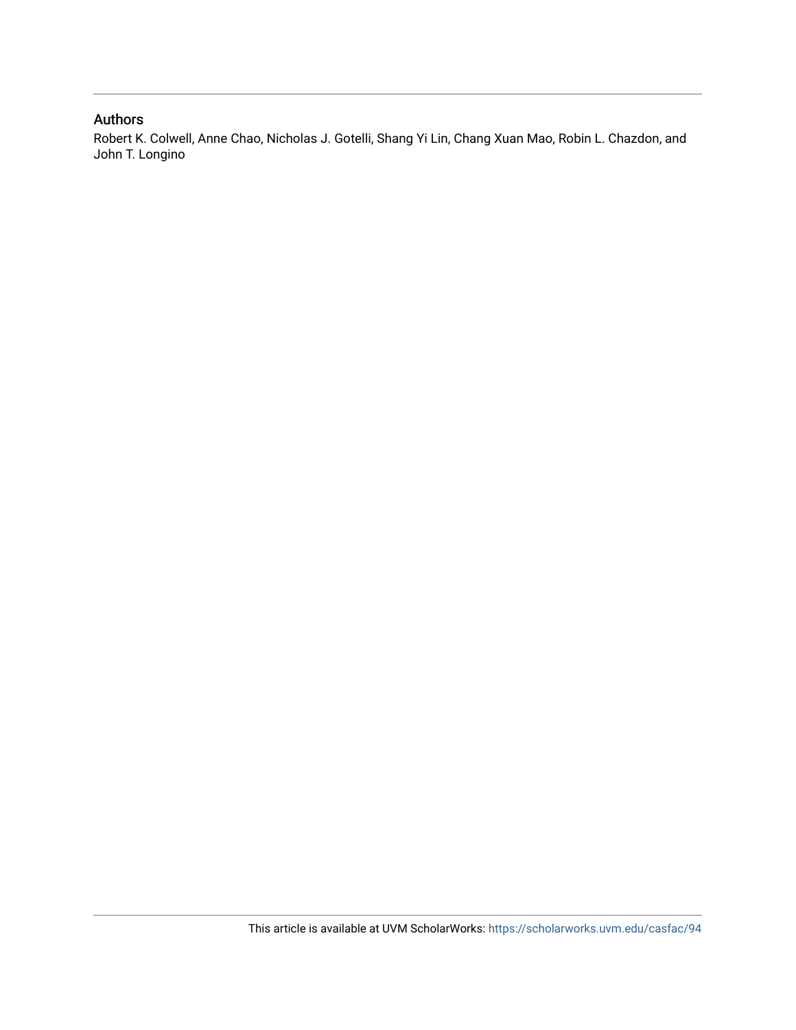## Authors

Robert K. Colwell, Anne Chao, Nicholas J. Gotelli, Shang Yi Lin, Chang Xuan Mao, Robin L. Chazdon, and John T. Longino

This article is available at UVM ScholarWorks: https://scholarworks.uvm.edu/casfac/94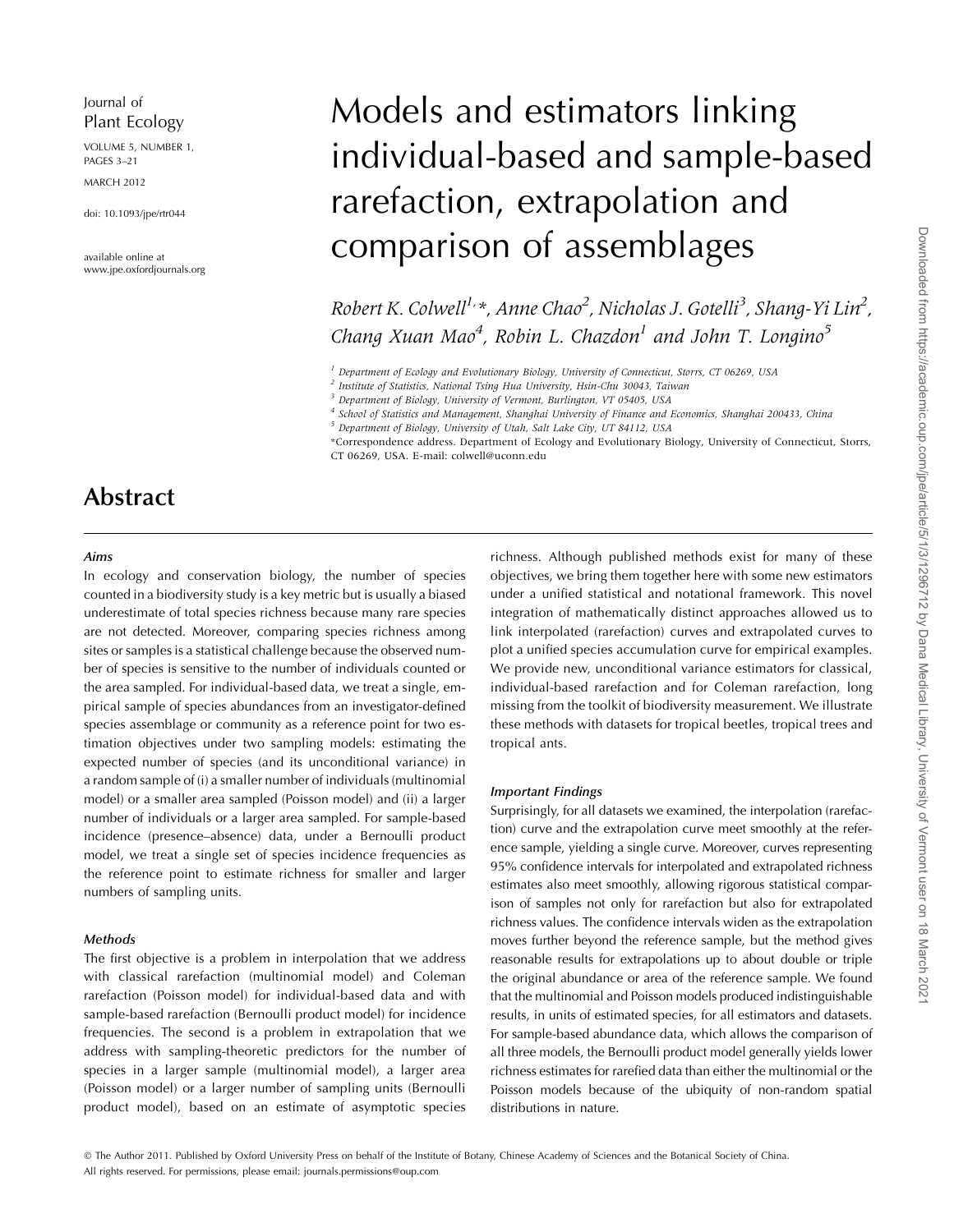Journal of Plant Ecology

doi: 10.1093/jpe/rtr044

available online at www.jpe.oxfordjournals.org

# Models and estimators linking individual-based and sample-based rarefaction, extrapolation and comparison of assemblages

*Robert K. Colwell*[1,*], *Anne Chao*[2], *Nicholas J. Gotelli*[3], *Shang-Yi Lin*[2], *Chang Xuan Mao*[4], *Robin L. Chazdon*[1] *and John T. Longino*[5]

[1] *Department of Ecology and Evolutionary Biology, University of Connecticut, Storrs, CT 06269, USA*
[2] *Institute of Statistics, National Tsing Hua University, Hsin-Chu 30043, Taiwan*
[3] *Department of Biology, University of Vermont, Burlington, VT 05405, USA*
[4] *School of Statistics and Management, Shanghai University of Finance and Economics, Shanghai 200433, China*
[5] *Department of Biology, University of Utah, Salt Lake City, UT 84112, USA*
*Correspondence address. Department of Ecology and Evolutionary Biology, University of Connecticut, Storrs, CT 06269, USA. E-mail: colwell@uconn.edu

## Abstract

### *Aims*

In ecology and conservation biology, the number of species counted in a biodiversity study is a key metric but is usually a biased underestimate of total species richness because many rare species are not detected. Moreover, comparing species richness among sites or samples is a statistical challenge because the observed number of species is sensitive to the number of individuals counted or the area sampled. For individual-based data, we treat a single, empirical sample of species abundances from an investigator-defined species assemblage or community as a reference point for two estimation objectives under two sampling models: estimating the expected number of species (and its unconditional variance) in a random sample of (i) a smaller number of individuals (multinomial model) or a smaller area sampled (Poisson model) and (ii) a larger number of individuals or a larger area sampled. For sample-based incidence (presence–absence) data, under a Bernoulli product model, we treat a single set of species incidence frequencies as the reference point to estimate richness for smaller and larger numbers of sampling units.

### *Methods*

The first objective is a problem in interpolation that we address with classical rarefaction (multinomial model) and Coleman rarefaction (Poisson model) for individual-based data and with sample-based rarefaction (Bernoulli product model) for incidence frequencies. The second is a problem in extrapolation that we address with sampling-theoretic predictors for the number of species in a larger sample (multinomial model), a larger area (Poisson model) or a larger number of sampling units (Bernoulli product model), based on an estimate of asymptotic species richness. Although published methods exist for many of these objectives, we bring them together here with some new estimators under a unified statistical and notational framework. This novel integration of mathematically distinct approaches allowed us to link interpolated (rarefaction) curves and extrapolated curves to plot a unified species accumulation curve for empirical examples. We provide new, unconditional variance estimators for classical, individual-based rarefaction and for Coleman rarefaction, long missing from the toolkit of biodiversity measurement. We illustrate these methods with datasets for tropical beetles, tropical trees and tropical ants.

### *Important Findings*

Surprisingly, for all datasets we examined, the interpolation (rarefaction) curve and the extrapolation curve meet smoothly at the reference sample, yielding a single curve. Moreover, curves representing 95% confidence intervals for interpolated and extrapolated richness estimates also meet smoothly, allowing rigorous statistical comparison of samples not only for rarefaction but also for extrapolated richness values. The confidence intervals widen as the extrapolation moves further beyond the reference sample, but the method gives reasonable results for extrapolations up to about double or triple the original abundance or area of the reference sample. We found that the multinomial and Poisson models produced indistinguishable results, in units of estimated species, for all estimators and datasets. For sample-based abundance data, which allows the comparison of all three models, the Bernoulli product model generally yields lower richness estimates for rarefied data than either the multinomial or the Poisson models because of the ubiquity of non-random spatial distributions in nature.

© The Author 2011. Published by Oxford University Press on behalf of the Institute of Botany, Chinese Academy of Sciences and the Botanical Society of China.
All rights reserved. For permissions, please email: journals.permissions@oup.com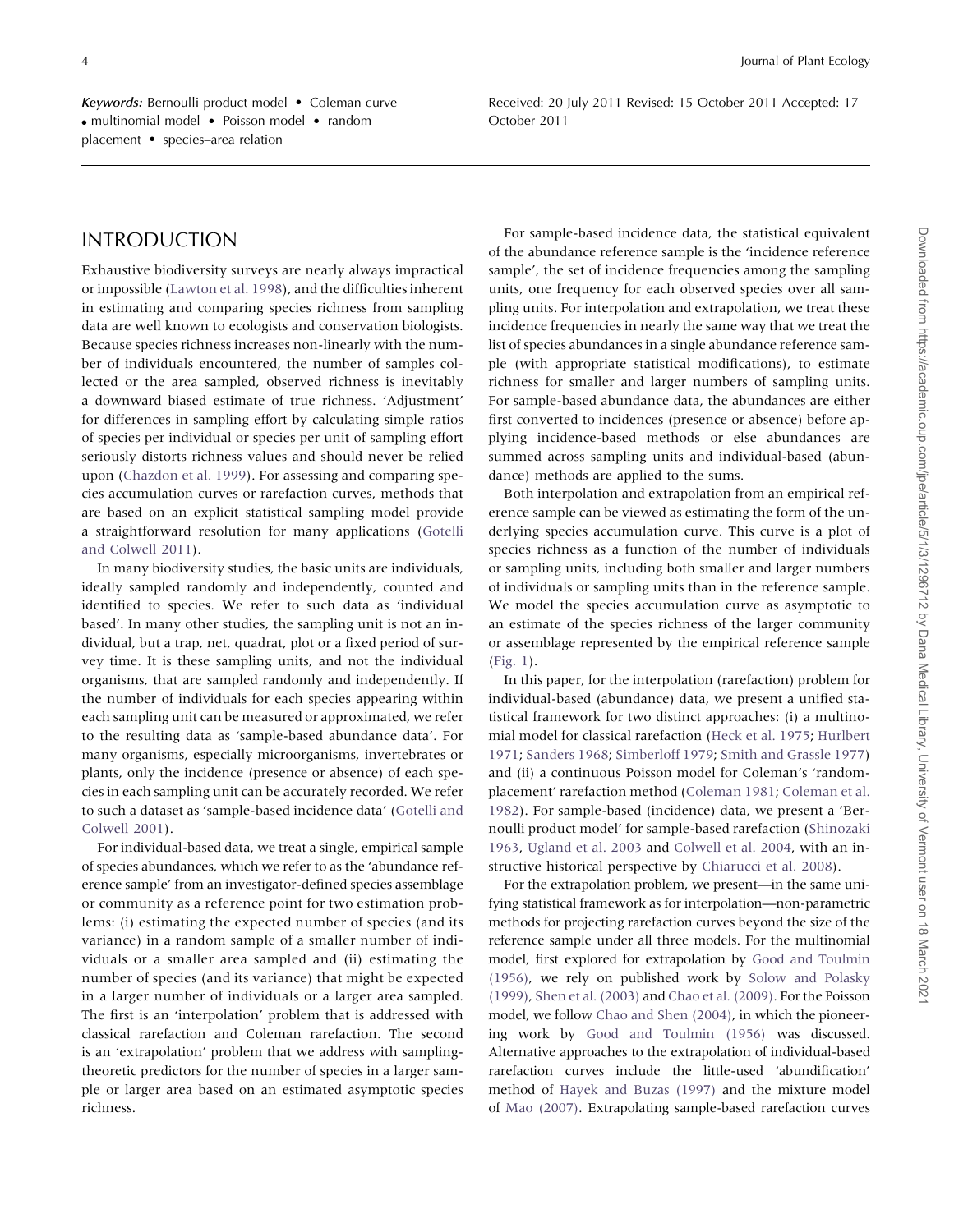**Keywords:** Bernoulli product model • Coleman curve • multinomial model • Poisson model • random placement • species–area relation

Received: 20 July 2011 Revised: 15 October 2011 Accepted: 17 October 2011

## INTRODUCTION

Exhaustive biodiversity surveys are nearly always impractical or impossible (Lawton et al. 1998), and the difficulties inherent in estimating and comparing species richness from sampling data are well known to ecologists and conservation biologists. Because species richness increases non-linearly with the number of individuals encountered, the number of samples collected or the area sampled, observed richness is inevitably a downward biased estimate of true richness. 'Adjustment' for differences in sampling effort by calculating simple ratios of species per individual or species per unit of sampling effort seriously distorts richness values and should never be relied upon (Chazdon et al. 1999). For assessing and comparing species accumulation curves or rarefaction curves, methods that are based on an explicit statistical sampling model provide a straightforward resolution for many applications (Gotelli and Colwell 2011).

In many biodiversity studies, the basic units are individuals, ideally sampled randomly and independently, counted and identified to species. We refer to such data as 'individual based'. In many other studies, the sampling unit is not an individual, but a trap, net, quadrat, plot or a fixed period of survey time. It is these sampling units, and not the individual organisms, that are sampled randomly and independently. If the number of individuals for each species appearing within each sampling unit can be measured or approximated, we refer to the resulting data as 'sample-based abundance data'. For many organisms, especially microorganisms, invertebrates or plants, only the incidence (presence or absence) of each species in each sampling unit can be accurately recorded. We refer to such a dataset as 'sample-based incidence data' (Gotelli and Colwell 2001).

For individual-based data, we treat a single, empirical sample of species abundances, which we refer to as the 'abundance reference sample' from an investigator-defined species assemblage or community as a reference point for two estimation problems: (i) estimating the expected number of species (and its variance) in a random sample of a smaller number of individuals or a smaller area sampled and (ii) estimating the number of species (and its variance) that might be expected in a larger number of individuals or a larger area sampled. The first is an 'interpolation' problem that is addressed with classical rarefaction and Coleman rarefaction. The second is an 'extrapolation' problem that we address with sampling-theoretic predictors for the number of species in a larger sample or larger area based on an estimated asymptotic species richness.

For sample-based incidence data, the statistical equivalent of the abundance reference sample is the 'incidence reference sample', the set of incidence frequencies among the sampling units, one frequency for each observed species over all sampling units. For interpolation and extrapolation, we treat these incidence frequencies in nearly the same way that we treat the list of species abundances in a single abundance reference sample (with appropriate statistical modifications), to estimate richness for smaller and larger numbers of sampling units. For sample-based abundance data, the abundances are either first converted to incidences (presence or absence) before applying incidence-based methods or else abundances are summed across sampling units and individual-based (abundance) methods are applied to the sums.

Both interpolation and extrapolation from an empirical reference sample can be viewed as estimating the form of the underlying species accumulation curve. This curve is a plot of species richness as a function of the number of individuals or sampling units, including both smaller and larger numbers of individuals or sampling units than in the reference sample. We model the species accumulation curve as asymptotic to an estimate of the species richness of the larger community or assemblage represented by the empirical reference sample (Fig. 1).

In this paper, for the interpolation (rarefaction) problem for individual-based (abundance) data, we present a unified statistical framework for two distinct approaches: (i) a multinomial model for classical rarefaction (Heck et al. 1975; Hurlbert 1971; Sanders 1968; Simberloff 1979; Smith and Grassle 1977) and (ii) a continuous Poisson model for Coleman's 'random-placement' rarefaction method (Coleman 1981; Coleman et al. 1982). For sample-based (incidence) data, we present a 'Bernoulli product model' for sample-based rarefaction (Shinozaki 1963, Ugland et al. 2003 and Colwell et al. 2004, with an instructive historical perspective by Chiarucci et al. 2008).

For the extrapolation problem, we present—in the same unifying statistical framework as for interpolation—non-parametric methods for projecting rarefaction curves beyond the size of the reference sample under all three models. For the multinomial model, first explored for extrapolation by Good and Toulmin (1956), we rely on published work by Solow and Polasky (1999), Shen et al. (2003) and Chao et al. (2009). For the Poisson model, we follow Chao and Shen (2004), in which the pioneering work by Good and Toulmin (1956) was discussed. Alternative approaches to the extrapolation of individual-based rarefaction curves include the little-used 'abundification' method of Hayek and Buzas (1997) and the mixture model of Mao (2007). Extrapolating sample-based rarefaction curves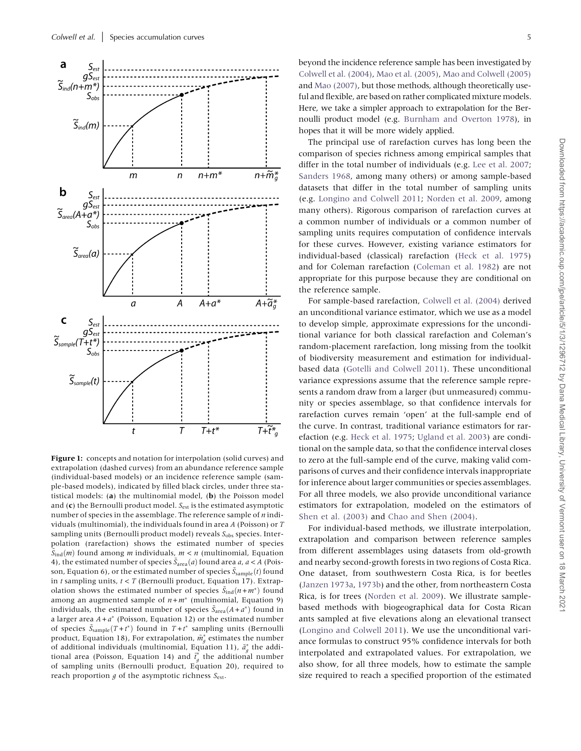a

$S_{est}$

$gS_{est}$

$\tilde{S}_{ind}(n+m^*)$

$S_{obs}$

$\tilde{S}_{ind}(m)$

$m$ $n$ $n+m^*$ $n+\tilde{m}_g^*$

b

$S_{est}$

$gS_{est}$

$\tilde{S}_{area}(A+a^*)$

$S_{obs}$

$\tilde{S}_{area}(a)$

$a$ $A$ $A+a^*$ $A+\tilde{a}_g^*$

c

$S_{est}$

$gS_{est}$

$\tilde{S}_{sample}(T+t^*)$

$S_{obs}$

$\tilde{S}_{sample}(t)$

$t$ $T$ $T+t^*$ $T+\tilde{t}_g^*$

**Figure 1:** concepts and notation for interpolation (solid curves) and extrapolation (dashed curves) from an abundance reference sample (individual-based models) or an incidence reference sample (sample-based models), indicated by filled black circles, under three statistical models: (**a**) the multinomial model, (**b**) the Poisson model and (**c**) the Bernoulli product model. $S_{est}$ is the estimated asymptotic number of species in the assemblage. The reference sample of $n$ individuals (multinomial), the individuals found in area $A$ (Poisson) or $T$ sampling units (Bernoulli product model) reveals $S_{obs}$ species. Interpolation (rarefaction) shows the estimated number of species $\tilde{S}_{ind}(m)$ found among $m$ individuals, $m < n$ (multinomial, Equation 4), the estimated number of species $\tilde{S}_{area}(a)$ found area $a$, $a < A$ (Poisson, Equation 6), or the estimated number of species $\tilde{S}_{sample}(t)$ found in $t$ sampling units, $t < T$ (Bernoulli product, Equation 17). Extrapolation shows the estimated number of species $\tilde{S}_{ind}(n+m^*)$ found among an augmented sample of $n+m^*$ (multinomial, Equation 9) individuals, the estimated number of species $\tilde{S}_{area}(A+a^*)$ found in a larger area $A+a^*$ (Poisson, Equation 12) or the estimated number of species $\tilde{S}_{sample}(T+t^*)$ found in $T+t^*$ sampling units (Bernoulli product, Equation 18), For extrapolation, $\tilde{m}_g^*$ estimates the number of additional individuals (multinomial, Equation 11), $\tilde{a}_g^*$ the additional area (Poisson, Equation 14) and $\tilde{t}_g^*$ the additional number of sampling units (Bernoulli product, Equation 20), required to reach proportion $g$ of the asymptotic richness $S_{est}$.

beyond the incidence reference sample has been investigated by Colwell et al. (2004), Mao et al. (2005), Mao and Colwell (2005) and Mao (2007), but those methods, although theoretically useful and flexible, are based on rather complicated mixture models. Here, we take a simpler approach to extrapolation for the Bernoulli product model (e.g. Burnham and Overton 1978), in hopes that it will be more widely applied.

The principal use of rarefaction curves has long been the comparison of species richness among empirical samples that differ in the total number of individuals (e.g. Lee et al. 2007; Sanders 1968, among many others) or among sample-based datasets that differ in the total number of sampling units (e.g. Longino and Colwell 2011; Norden et al. 2009, among many others). Rigorous comparison of rarefaction curves at a common number of individuals or a common number of sampling units requires computation of confidence intervals for these curves. However, existing variance estimators for individual-based (classical) rarefaction (Heck et al. 1975) and for Coleman rarefaction (Coleman et al. 1982) are not appropriate for this purpose because they are conditional on the reference sample.

For sample-based rarefaction, Colwell et al. (2004) derived an unconditional variance estimator, which we use as a model to develop simple, approximate expressions for the unconditional variance for both classical rarefaction and Coleman's random-placement rarefaction, long missing from the toolkit of biodiversity measurement and estimation for individual-based data (Gotelli and Colwell 2011). These unconditional variance expressions assume that the reference sample represents a random draw from a larger (but unmeasured) community or species assemblage, so that confidence intervals for rarefaction curves remain 'open' at the full-sample end of the curve. In contrast, traditional variance estimators for rarefaction (e.g. Heck et al. 1975; Ugland et al. 2003) are conditional on the sample data, so that the confidence interval closes to zero at the full-sample end of the curve, making valid comparisons of curves and their confidence intervals inappropriate for inference about larger communities or species assemblages. For all three models, we also provide unconditional variance estimators for extrapolation, modeled on the estimators of Shen et al. (2003) and Chao and Shen (2004).

For individual-based methods, we illustrate interpolation, extrapolation and comparison between reference samples from different assemblages using datasets from old-growth and nearby second-growth forests in two regions of Costa Rica. One dataset, from southwestern Costa Rica, is for beetles (Janzen 1973a, 1973b) and the other, from northeastern Costa Rica, is for trees (Norden et al. 2009). We illustrate sample-based methods with biogeographical data for Costa Rican ants sampled at five elevations along an elevational transect (Longino and Colwell 2011). We use the unconditional variance formulas to construct 95% confidence intervals for both interpolated and extrapolated values. For extrapolation, we also show, for all three models, how to estimate the sample size required to reach a specified proportion of the estimated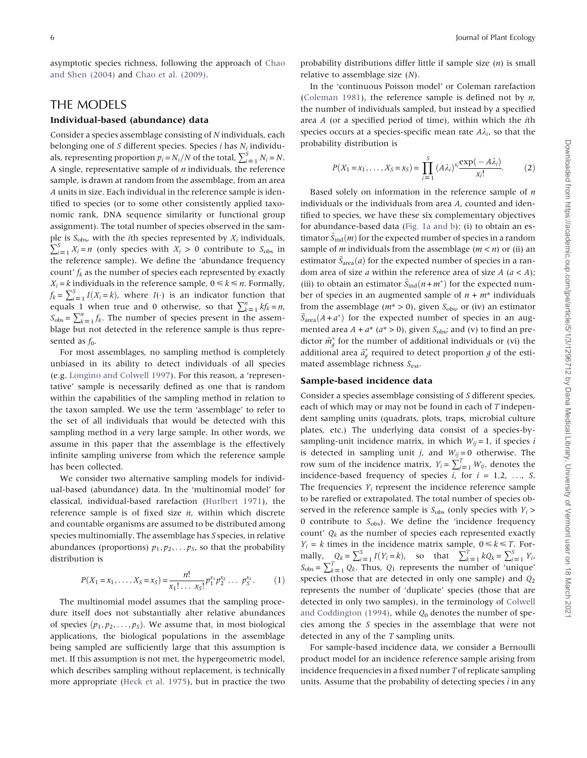asymptotic species richness, following the approach of Chao and Shen (2004) and Chao et al. (2009).

## THE MODELS

### Individual-based (abundance) data

Consider a species assemblage consisting of $N$ individuals, each belonging one of $S$ different species. Species $i$ has $N_i$ individuals, representing proportion $p_i = N_i/N$ of the total, $\sum_{i=1}^{S} N_i = N$. A single, representative sample of $n$ individuals, the reference sample, is drawn at random from the assemblage, from an area $A$ units in size. Each individual in the reference sample is identified to species (or to some other consistently applied taxonomic rank, DNA sequence similarity or functional group assignment). The total number of species observed in the sample is $S_{\text{obs}}$, with the $i$th species represented by $X_i$ individuals, $\sum_{i=1}^{S} X_i = n$ (only species with $X_i > 0$ contribute to $S_{\text{obs}}$ in the reference sample). We define the 'abundance frequency count' $f_k$ as the number of species each represented by exactly $X_i = k$ individuals in the reference sample, $0 \le k \le n$. Formally, $f_k = \sum_{i=1}^{S} I(X_i = k)$, where $I(\cdot)$ is an indicator function that equals 1 when true and 0 otherwise, so that $\sum_{k=1}^{n} kf_k = n$, $S_{\text{obs}} = \sum_{k=1}^{n} f_k$. The number of species present in the assemblage but not detected in the reference sample is thus represented as $f_0$.

For most assemblages, no sampling method is completely unbiased in its ability to detect individuals of all species (e.g. Longino and Colwell 1997). For this reason, a 'representative' sample is necessarily defined as one that is random within the capabilities of the sampling method in relation to the taxon sampled. We use the term 'assemblage' to refer to the set of all individuals that would be detected with this sampling method in a very large sample. In other words, we assume in this paper that the assemblage is the effectively infinite sampling universe from which the reference sample has been collected.

We consider two alternative sampling models for individual-based (abundance) data. In the 'multinomial model' for classical, individual-based rarefaction (Hurlbert 1971), the reference sample is of fixed size $n$, within which discrete and countable organisms are assumed to be distributed among species multinomially. The assemblage has $S$ species, in relative abundances (proportions) $p_1, p_2, \ldots p_S$, so that the probability distribution is

$$P(X_1 = x_1, \ldots, X_S = x_S) = \frac{n!}{x_1! \ldots x_S!} p_1^{x_1} p_2^{x_2} \ldots p_S^{x_S}. \qquad (1)$$

The multinomial model assumes that the sampling procedure itself does not substantially alter relative abundances of species $(p_1, p_2, \ldots, p_S)$. We assume that, in most biological applications, the biological populations in the assemblage being sampled are sufficiently large that this assumption is met. If this assumption is not met, the hypergeometric model, which describes sampling without replacement, is technically more appropriate (Heck et al. 1975), but in practice the two probability distributions differ little if sample size ($n$) is small relative to assemblage size ($N$).

In the 'continuous Poisson model' or Coleman rarefaction (Coleman 1981), the reference sample is defined not by $n$, the number of individuals sampled, but instead by a specified area $A$ (or a specified period of time), within which the $i$th species occurs at a species-specific mean rate $A\lambda_i$, so that the probability distribution is

$$P(X_1 = x_1, \ldots, X_S = x_S) = \prod_{i=1}^{S} (A\lambda_i)^{x_i} \frac{\exp(-A\lambda_i)}{x_i!}. \qquad (2)$$

Based solely on information in the reference sample of $n$ individuals or the individuals from area $A$, counted and identified to species, we have these six complementary objectives for abundance-based data (Fig. 1a and b): (i) to obtain an estimator $\tilde{S}_{\text{ind}}(m)$ for the expected number of species in a random sample of $m$ individuals from the assemblage ($m < n$) or (ii) an estimator $\tilde{S}_{\text{area}}(a)$ for the expected number of species in a random area of size $a$ within the reference area of size $A$ ($a < A$); (iii) to obtain an estimator $\tilde{S}_{\text{ind}}(n + m^*)$ for the expected number of species in an augmented sample of $n + m^*$ individuals from the assemblage ($m^* > 0$), given $S_{\text{obs}}$, or (iv) an estimator $\tilde{S}_{\text{area}}(A + a^*)$ for the expected number of species in an augmented area $A + a^*$ ($a^* > 0$), given $S_{\text{obs}}$; and (v) to find an predictor $\tilde{m}_g^*$ for the number of additional individuals or (vi) the additional area $\tilde{a}_g^*$ required to detect proportion $g$ of the estimated assemblage richness $S_{\text{est}}$.

### Sample-based incidence data

Consider a species assemblage consisting of $S$ different species, each of which may or may not be found in each of $T$ independent sampling units (quadrats, plots, traps, microbial culture plates, etc.) The underlying data consist of a species-by-sampling-unit incidence matrix, in which $W_{ij} = 1$, if species $i$ is detected in sampling unit $j$, and $W_{ij} = 0$ otherwise. The row sum of the incidence matrix, $Y_i = \sum_{j=1}^{T} W_{ij}$, denotes the incidence-based frequency of species $i$, for $i = 1, 2, \ldots, S$. The frequencies $Y_i$ represent the incidence reference sample to be rarefied or extrapolated. The total number of species observed in the reference sample is $S_{\text{obs}}$ (only species with $Y_i > 0$ contribute to $S_{\text{obs}}$). We define the 'incidence frequency count' $Q_k$ as the number of species each represented exactly $Y_i = k$ times in the incidence matrix sample, $0 \le k \le T$. Formally, $Q_k = \sum_{i=1}^{S} I(Y_i = k)$, so that $\sum_{k=1}^{T} kQ_k = \sum_{i=1}^{S} Y_i$, $S_{\text{obs}} = \sum_{k=1}^{T} Q_k$. Thus, $Q_1$ represents the number of 'unique' species (those that are detected in only one sample) and $Q_2$ represents the number of 'duplicate' species (those that are detected in only two samples), in the terminology of Colwell and Coddington (1994), while $Q_0$ denotes the number of species among the $S$ species in the assemblage that were not detected in any of the $T$ sampling units.

For sample-based incidence data, we consider a Bernoulli product model for an incidence reference sample arising from incidence frequencies in a fixed number $T$ of replicate sampling units. Assume that the probability of detecting species $i$ in any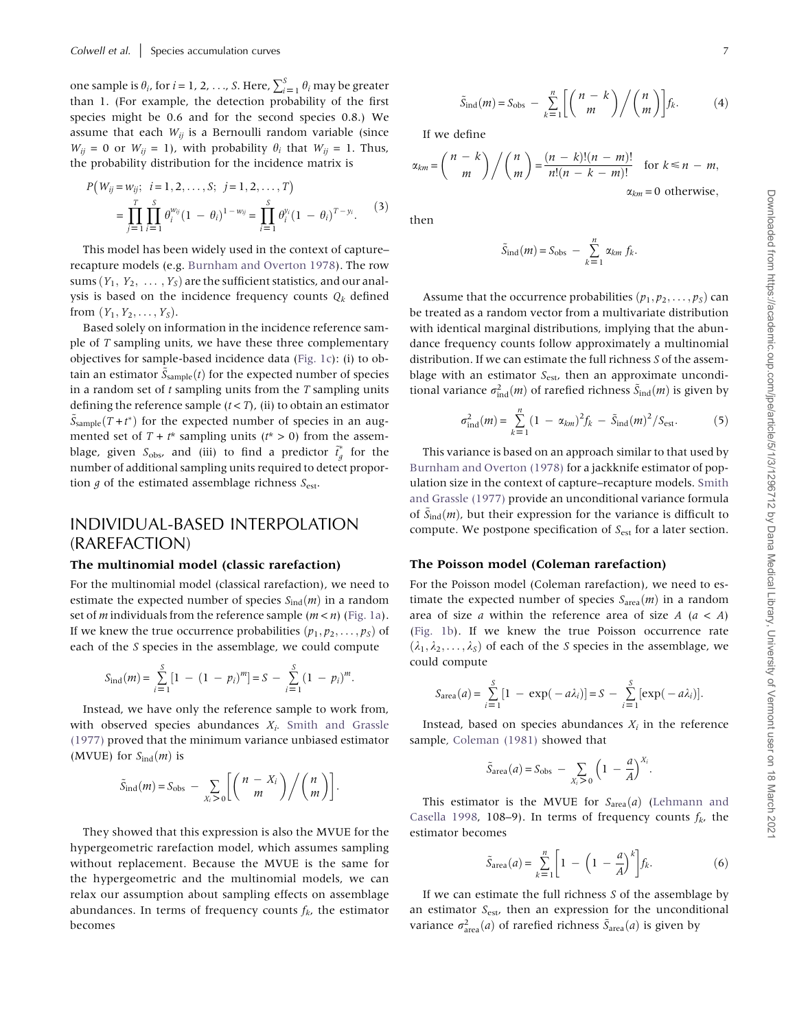one sample is $\theta_i$, for $i = 1, 2, \ldots, S$. Here, $\sum_{i=1}^{S} \theta_i$ may be greater than 1. (For example, the detection probability of the first species might be 0.6 and for the second species 0.8.) We assume that each $W_{ij}$ is a Bernoulli random variable (since $W_{ij} = 0$ or $W_{ij} = 1$), with probability $\theta_i$ that $W_{ij} = 1$. Thus, the probability distribution for the incidence matrix is

$$P\left(W_{ij} = w_{ij};\ i = 1, 2, \ldots, S;\ j = 1, 2, \ldots, T\right) = \prod_{j=1}^{T} \prod_{i=1}^{S} \theta_i^{w_{ij}} (1 - \theta_i)^{1 - w_{ij}} = \prod_{i=1}^{S} \theta_i^{y_i} (1 - \theta_i)^{T - y_i}. \quad (3)$$

This model has been widely used in the context of capture–recapture models (e.g. Burnham and Overton 1978). The row sums $(Y_1, Y_2, \ldots, Y_S)$ are the sufficient statistics, and our analysis is based on the incidence frequency counts $Q_k$ defined from $(Y_1, Y_2, \ldots, Y_S)$.

Based solely on information in the incidence reference sample of $T$ sampling units, we have these three complementary objectives for sample-based incidence data (Fig. 1c): (i) to obtain an estimator $\tilde{S}_{\text{sample}}(t)$ for the expected number of species in a random set of $t$ sampling units from the $T$ sampling units defining the reference sample ($t < T$), (ii) to obtain an estimator $\tilde{S}_{\text{sample}}(T + t^*)$ for the expected number of species in an augmented set of $T + t^*$ sampling units ($t^* > 0$) from the assemblage, given $S_{\text{obs}}$, and (iii) to find a predictor $\tilde{t}_g^*$ for the number of additional sampling units required to detect proportion $g$ of the estimated assemblage richness $S_{\text{est}}$.

## INDIVIDUAL-BASED INTERPOLATION (RAREFACTION)

### The multinomial model (classic rarefaction)

For the multinomial model (classical rarefaction), we need to estimate the expected number of species $S_{\text{ind}}(m)$ in a random set of $m$ individuals from the reference sample ($m < n$) (Fig. 1a). If we knew the true occurrence probabilities $(p_1, p_2, \ldots, p_S)$ of each of the $S$ species in the assemblage, we could compute

$$S_{\text{ind}}(m) = \sum_{i=1}^{S} [1 - (1 - p_i)^m] = S - \sum_{i=1}^{S} (1 - p_i)^m.$$

Instead, we have only the reference sample to work from, with observed species abundances $X_i$. Smith and Grassle (1977) proved that the minimum variance unbiased estimator (MVUE) for $S_{\text{ind}}(m)$ is

$$\tilde{S}_{\text{ind}}(m) = S_{\text{obs}} - \sum_{X_i > 0} \left[ \binom{n - X_i}{m} \Big/ \binom{n}{m} \right].$$

They showed that this expression is also the MVUE for the hypergeometric rarefaction model, which assumes sampling without replacement. Because the MVUE is the same for the hypergeometric and the multinomial models, we can relax our assumption about sampling effects on assemblage abundances. In terms of frequency counts $f_k$, the estimator becomes

$$\tilde{S}_{\text{ind}}(m) = S_{\text{obs}} - \sum_{k=1}^{n} \left[ \binom{n - k}{m} \Big/ \binom{n}{m} \right] f_k. \quad (4)$$

If we define

$$\alpha_{km} = \binom{n - k}{m} \Big/ \binom{n}{m} = \frac{(n - k)!(n - m)!}{n!(n - k - m)!} \quad \text{for } k \leq n - m,$$

$$\alpha_{km} = 0 \text{ otherwise},$$

then

$$\tilde{S}_{\text{ind}}(m) = S_{\text{obs}} - \sum_{k=1}^{n} \alpha_{km} f_k.$$

Assume that the occurrence probabilities $(p_1, p_2, \ldots, p_S)$ can be treated as a random vector from a multivariate distribution with identical marginal distributions, implying that the abundance frequency counts follow approximately a multinomial distribution. If we can estimate the full richness $S$ of the assemblage with an estimator $S_{\text{est}}$, then an approximate unconditional variance $\sigma^2_{\text{ind}}(m)$ of rarefied richness $\tilde{S}_{\text{ind}}(m)$ is given by

$$\sigma^2_{\text{ind}}(m) = \sum_{k=1}^{n} (1 - \alpha_{km})^2 f_k - \tilde{S}_{\text{ind}}(m)^2 / S_{\text{est}}. \quad (5)$$

This variance is based on an approach similar to that used by Burnham and Overton (1978) for a jackknife estimator of population size in the context of capture–recapture models. Smith and Grassle (1977) provide an unconditional variance formula of $\tilde{S}_{\text{ind}}(m)$, but their expression for the variance is difficult to compute. We postpone specification of $S_{\text{est}}$ for a later section.

### The Poisson model (Coleman rarefaction)

For the Poisson model (Coleman rarefaction), we need to estimate the expected number of species $S_{\text{area}}(a)$ in a random area of size $a$ within the reference area of size $A$ ($a < A$) (Fig. 1b). If we knew the true Poisson occurrence rate $(\lambda_1, \lambda_2, \ldots, \lambda_S)$ of each of the $S$ species in the assemblage, we could compute

$$S_{\text{area}}(a) = \sum_{i=1}^{S} [1 - \exp(-a\lambda_i)] = S - \sum_{i=1}^{S} [\exp(-a\lambda_i)].$$

Instead, based on species abundances $X_i$ in the reference sample, Coleman (1981) showed that

$$\tilde{S}_{\text{area}}(a) = S_{\text{obs}} - \sum_{X_i > 0} \left(1 - \frac{a}{A}\right)^{X_i}.$$

This estimator is the MVUE for $S_{\text{area}}(a)$ (Lehmann and Casella 1998, 108–9). In terms of frequency counts $f_k$, the estimator becomes

$$\tilde{S}_{\text{area}}(a) = \sum_{k=1}^{n} \left[1 - \left(1 - \frac{a}{A}\right)^k\right] f_k. \quad (6)$$

If we can estimate the full richness $S$ of the assemblage by an estimator $S_{\text{est}}$, then an expression for the unconditional variance $\sigma^2_{\text{area}}(a)$ of rarefied richness $\tilde{S}_{\text{area}}(a)$ is given by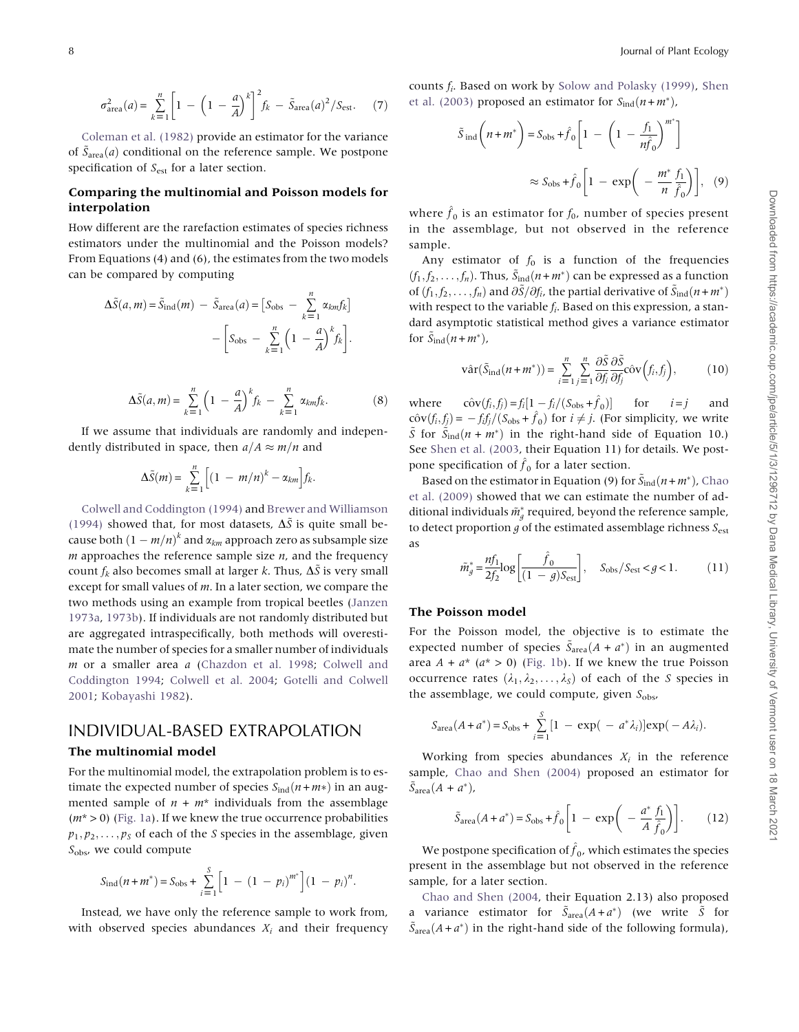$$\sigma^2_{\text{area}}(a) = \sum_{k=1}^{n} \left[1 - \left(1 - \frac{a}{A}\right)^k\right]^2 f_k - \tilde{S}_{\text{area}}(a)^2 / S_{\text{est}}. \quad (7)$$

Coleman et al. (1982) provide an estimator for the variance of $\tilde{S}_{\text{area}}(a)$ conditional on the reference sample. We postpone specification of $S_{\text{est}}$ for a later section.

### Comparing the multinomial and Poisson models for interpolation

How different are the rarefaction estimates of species richness estimators under the multinomial and the Poisson models? From Equations (4) and (6), the estimates from the two models can be compared by computing

$$\Delta\tilde{S}(a,m) = \tilde{S}_{\text{ind}}(m) - \tilde{S}_{\text{area}}(a) = \left[S_{\text{obs}} - \sum_{k=1}^{n} \alpha_{km} f_k\right] - \left[S_{\text{obs}} - \sum_{k=1}^{n} \left(1 - \frac{a}{A}\right)^k f_k\right].$$

$$\Delta\tilde{S}(a,m) = \sum_{k=1}^{n} \left(1 - \frac{a}{A}\right)^k f_k - \sum_{k=1}^{n} \alpha_{km} f_k. \quad (8)$$

If we assume that individuals are randomly and independently distributed in space, then $a/A \approx m/n$ and

$$\Delta\tilde{S}(m) = \sum_{k=1}^{n} \left[(1 - m/n)^k - \alpha_{km}\right] f_k.$$

Colwell and Coddington (1994) and Brewer and Williamson (1994) showed that, for most datasets, $\Delta\tilde{S}$ is quite small because both $(1 - m/n)^k$ and $\alpha_{km}$ approach zero as subsample size $m$ approaches the reference sample size $n$, and the frequency count $f_k$ also becomes small at larger $k$. Thus, $\Delta\tilde{S}$ is very small except for small values of $m$. In a later section, we compare the two methods using an example from tropical beetles (Janzen 1973a, 1973b). If individuals are not randomly distributed but are aggregated intraspecifically, both methods will overestimate the number of species for a smaller number of individuals $m$ or a smaller area $a$ (Chazdon et al. 1998; Colwell and Coddington 1994; Colwell et al. 2004; Gotelli and Colwell 2001; Kobayashi 1982).

## INDIVIDUAL-BASED EXTRAPOLATION

### The multinomial model

For the multinomial model, the extrapolation problem is to estimate the expected number of species $S_{\text{ind}}(n+m^*)$ in an augmented sample of $n + m^*$ individuals from the assemblage ($m^* > 0$) (Fig. 1a). If we knew the true occurrence probabilities $p_1, p_2, \ldots, p_S$ of each of the $S$ species in the assemblage, given $S_{\text{obs}}$, we could compute

$$S_{\text{ind}}(n+m^*) = S_{\text{obs}} + \sum_{i=1}^{S} \left[1 - (1 - p_i)^{m^*}\right](1 - p_i)^n.$$

Instead, we have only the reference sample to work from, with observed species abundances $X_i$ and their frequency counts $f_i$. Based on work by Solow and Polasky (1999), Shen et al. (2003) proposed an estimator for $S_{\text{ind}}(n+m^*)$,

$$\tilde{S}_{\text{ind}}\left(n+m^*\right) = S_{\text{obs}} + \hat{f}_0\left[1 - \left(1 - \frac{f_1}{n\hat{f}_0}\right)^{m^*}\right] \approx S_{\text{obs}} + \hat{f}_0\left[1 - \exp\left(-\frac{m^*}{n}\frac{f_1}{\hat{f}_0}\right)\right], \quad (9)$$

where $\hat{f}_0$ is an estimator for $f_0$, number of species present in the assemblage, but not observed in the reference sample.

Any estimator of $f_0$ is a function of the frequencies $(f_1, f_2, \ldots, f_n)$. Thus, $\tilde{S}_{\text{ind}}(n+m^*)$ can be expressed as a function of $(f_1, f_2, \ldots, f_n)$ and $\partial\tilde{S}/\partial f_i$, the partial derivative of $\tilde{S}_{\text{ind}}(n+m^*)$ with respect to the variable $f_i$. Based on this expression, a standard asymptotic statistical method gives a variance estimator for $\tilde{S}_{\text{ind}}(n+m^*)$,

$$\hat{\text{var}}(\tilde{S}_{\text{ind}}(n+m^*)) = \sum_{i=1}^{n}\sum_{j=1}^{n} \frac{\partial\tilde{S}}{\partial f_i}\frac{\partial\tilde{S}}{\partial f_j}\hat{\text{cov}}\left(f_i, f_j\right), \quad (10)$$

where $\hat{\text{cov}}(f_i, f_j) = f_i[1 - f_i/(S_{\text{obs}} + \hat{f}_0)]$ for $i = j$ and $\hat{\text{cov}}(f_i, f_j) = -f_i f_j/(S_{\text{obs}} + \hat{f}_0)$ for $i \neq j$. (For simplicity, we write $\tilde{S}$ for $\tilde{S}_{\text{ind}}(n + m^*)$ in the right-hand side of Equation 10.) See Shen et al. (2003, their Equation 11) for details. We postpone specification of $\hat{f}_0$ for a later section.

Based on the estimator in Equation (9) for $\tilde{S}_{\text{ind}}(n+m^*)$, Chao et al. (2009) showed that we can estimate the number of additional individuals $\tilde{m}^*_g$ required, beyond the reference sample, to detect proportion $g$ of the estimated assemblage richness $S_{\text{est}}$ as

$$\tilde{m}^*_g = \frac{nf_1}{2f_2}\log\left[\frac{\hat{f}_0}{(1-g)S_{\text{est}}}\right], \quad S_{\text{obs}}/S_{\text{est}} < g < 1. \quad (11)$$

### The Poisson model

For the Poisson model, the objective is to estimate the expected number of species $\tilde{S}_{\text{area}}(A + a^*)$ in an augmented area $A + a^*$ ($a^* > 0$) (Fig. 1b). If we knew the true Poisson occurrence rates $(\lambda_1, \lambda_2, \ldots, \lambda_S)$ of each of the $S$ species in the assemblage, we could compute, given $S_{\text{obs}}$,

$$S_{\text{area}}(A + a^*) = S_{\text{obs}} + \sum_{i=1}^{S}[1 - \exp(-a^*\lambda_i)]\exp(-A\lambda_i).$$

Working from species abundances $X_i$ in the reference sample, Chao and Shen (2004) proposed an estimator for $\tilde{S}_{\text{area}}(A + a^*)$,

$$\tilde{S}_{\text{area}}(A + a^*) = S_{\text{obs}} + \hat{f}_0\left[1 - \exp\left(-\frac{a^*}{A}\frac{f_1}{\hat{f}_0}\right)\right]. \quad (12)$$

We postpone specification of $\hat{f}_0$, which estimates the species present in the assemblage but not observed in the reference sample, for a later section.

Chao and Shen (2004, their Equation 2.13) also proposed a variance estimator for $\tilde{S}_{\text{area}}(A + a^*)$ (we write $\tilde{S}$ for $\tilde{S}_{\text{area}}(A + a^*)$ in the right-hand side of the following formula),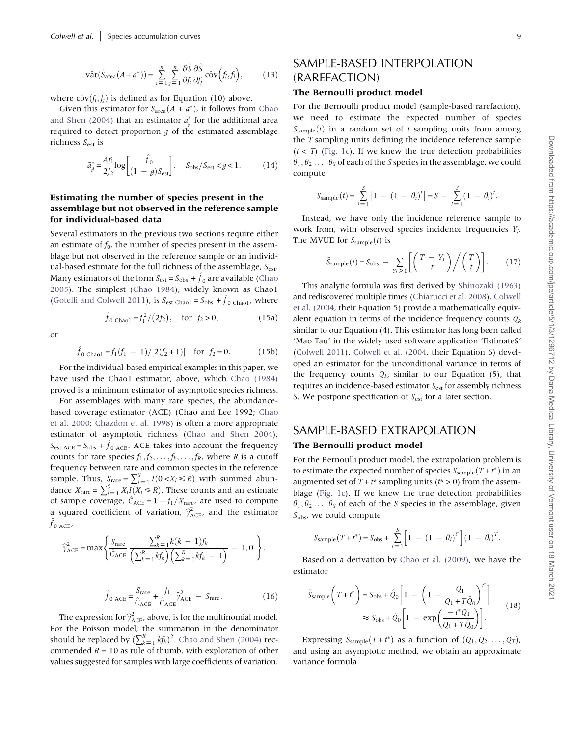$$\hat{\text{var}}(\tilde{S}_{\text{area}}(A+a^*)) = \sum_{i=1}^{n}\sum_{j=1}^{n} \frac{\partial \tilde{S}}{\partial f_i}\frac{\partial \tilde{S}}{\partial f_j}\hat{\text{cov}}\left(f_i, f_j\right), \qquad (13)$$

where $\hat{\text{cov}}(f_i, f_j)$ is defined as for Equation (10) above.

Given this estimator for $S_{\text{area}}(A + a^*)$, it follows from Chao and Shen (2004) that an estimator $\tilde{a}_g^*$ for the additional area required to detect proportion $g$ of the estimated assemblage richness $S_{\text{est}}$ is

$$\tilde{a}_g^* = \frac{Af_1}{2f_2}\log\left[\frac{\hat{f}_0}{(1-g)S_{\text{est}}}\right], \quad S_{\text{obs}}/S_{\text{est}} < g < 1. \qquad (14)$$

### Estimating the number of species present in the assemblage but not observed in the reference sample for individual-based data

Several estimators in the previous two sections require either an estimate of $f_0$, the number of species present in the assemblage but not observed in the reference sample or an individual-based estimate for the full richness of the assemblage, $S_{\text{est}}$. Many estimators of the form $S_{\text{est}} = S_{\text{obs}} + \hat{f}_0$ are available (Chao 2005). The simplest (Chao 1984), widely known as Chao1 (Gotelli and Colwell 2011), is $S_{\text{est Chao1}} = S_{\text{obs}} + \hat{f}_{0\text{ Chao1}}$, where

$$\hat{f}_{0\text{ Chao1}} = f_1^2/(2f_2), \quad \text{for } f_2 > 0, \qquad (15a)$$

or

$$\hat{f}_{0\text{ Chao1}} = f_1(f_1 - 1)/[2(f_2 + 1)] \quad \text{for } f_2 = 0. \qquad (15b)$$

For the individual-based empirical examples in this paper, we have used the Chao1 estimator, above, which Chao (1984) proved is a minimum estimator of asymptotic species richness.

For assemblages with many rare species, the abundance-based coverage estimator (ACE) (Chao and Lee 1992; Chao et al. 2000; Chazdon et al. 1998) is often a more appropriate estimator of asymptotic richness (Chao and Shen 2004), $S_{\text{est ACE}} = S_{\text{obs}} + \hat{f}_{0\text{ ACE}}$. ACE takes into account the frequency counts for rare species $f_1, f_2, \ldots, f_k, \ldots, f_R$, where $R$ is a cutoff frequency between rare and common species in the reference sample. Thus, $S_{\text{rare}} = \sum_{i=1}^{S} I(0 < X_i \leq R)$ with summed abundance $X_{\text{rare}} = \sum_{i=1}^{S} X_i I(X_i \leq R)$. These counts and an estimate of sample coverage, $\hat{C}_{\text{ACE}} = 1 - f_1/X_{\text{rare}}$, are used to compute a squared coefficient of variation, $\hat{\gamma}_{\text{ACE}}^2$, and the estimator $\hat{f}_{0\text{ ACE}}$,

$$\hat{\gamma}_{\text{ACE}}^2 = \max\left\{\frac{S_{\text{rare}}}{\hat{C}_{\text{ACE}}}\frac{\sum_{k=1}^{R} k(k-1)f_k}{\left(\sum_{k=1}^{R} kf_k\right)\left(\sum_{k=1}^{R} kf_k - 1\right)} - 1, 0\right\}.$$

$$\hat{f}_{0\text{ ACE}} = \frac{S_{\text{rare}}}{\hat{C}_{\text{ACE}}} + \frac{f_1}{\hat{C}_{\text{ACE}}}\hat{\gamma}_{\text{ACE}}^2 - S_{\text{rare}}. \qquad (16)$$

The expression for $\hat{\gamma}_{\text{ACE}}^2$, above, is for the multinomial model. For the Poisson model, the summation in the denominator should be replaced by $(\sum_{k=1}^{R} kf_k)^2$. Chao and Shen (2004) recommended $R = 10$ as rule of thumb, with exploration of other values suggested for samples with large coefficients of variation.

## SAMPLE-BASED INTERPOLATION (RAREFACTION)

### The Bernoulli product model

For the Bernoulli product model (sample-based rarefaction), we need to estimate the expected number of species $S_{\text{sample}}(t)$ in a random set of $t$ sampling units from among the $T$ sampling units defining the incidence reference sample ($t < T$) (Fig. 1c). If we knew the true detection probabilities $\theta_1, \theta_2 \ldots, \theta_S$ of each of the $S$ species in the assemblage, we could compute

$$S_{\text{sample}}(t) = \sum_{i=1}^{S}\left[1 - (1-\theta_i)^t\right] = S - \sum_{i=1}^{S}(1-\theta_i)^t.$$

Instead, we have only the incidence reference sample to work from, with observed species incidence frequencies $Y_i$. The MVUE for $S_{\text{sample}}(t)$ is

$$\tilde{S}_{\text{sample}}(t) = S_{\text{obs}} - \sum_{Y_i > 0}\left[\binom{T - Y_i}{t}\bigg/\binom{T}{t}\right]. \qquad (17)$$

This analytic formula was first derived by Shinozaki (1963) and rediscovered multiple times (Chiarucci et al. 2008). Colwell et al. (2004, their Equation 5) provide a mathematically equivalent equation in terms of the incidence frequency counts $Q_k$ similar to our Equation (4). This estimator has long been called 'Mao Tau' in the widely used software application 'EstimateS' (Colwell 2011). Colwell et al. (2004, their Equation 6) developed an estimator for the unconditional variance in terms of the frequency counts $Q_k$, similar to our Equation (5), that requires an incidence-based estimator $S_{\text{est}}$ for assembly richness $S$. We postpone specification of $S_{\text{est}}$ for a later section.

## SAMPLE-BASED EXTRAPOLATION

### The Bernoulli product model

For the Bernoulli product model, the extrapolation problem is to estimate the expected number of species $S_{\text{sample}}(T + t^*)$ in an augmented set of $T + t^*$ sampling units ($t^* > 0$) from the assemblage (Fig. 1c). If we knew the true detection probabilities $\theta_1, \theta_2 \ldots, \theta_S$ of each of the $S$ species in the assemblage, given $S_{\text{obs}}$, we could compute

$$S_{\text{sample}}(T + t^*) = S_{\text{obs}} + \sum_{i=1}^{S}\left[1 - (1-\theta_i)^{t^*}\right](1-\theta_i)^T.$$

Based on a derivation by Chao et al. (2009), we have the estimator

$$\begin{aligned}\tilde{S}_{\text{sample}}\left(T + t^*\right) &= S_{\text{obs}} + \hat{Q}_0\left[1 - \left(1 - \frac{Q_1}{Q_1 + T\hat{Q}_0}\right)^{t^*}\right] \\ &\approx S_{\text{obs}} + \hat{Q}_0\left[1 - \exp\left(\frac{-t^* Q_1}{Q_1 + T\hat{Q}_0}\right)\right].\end{aligned} \qquad (18)$$

Expressing $\tilde{S}_{\text{sample}}(T + t^*)$ as a function of $(Q_1, Q_2, \ldots, Q_T)$, and using an asymptotic method, we obtain an approximate variance formula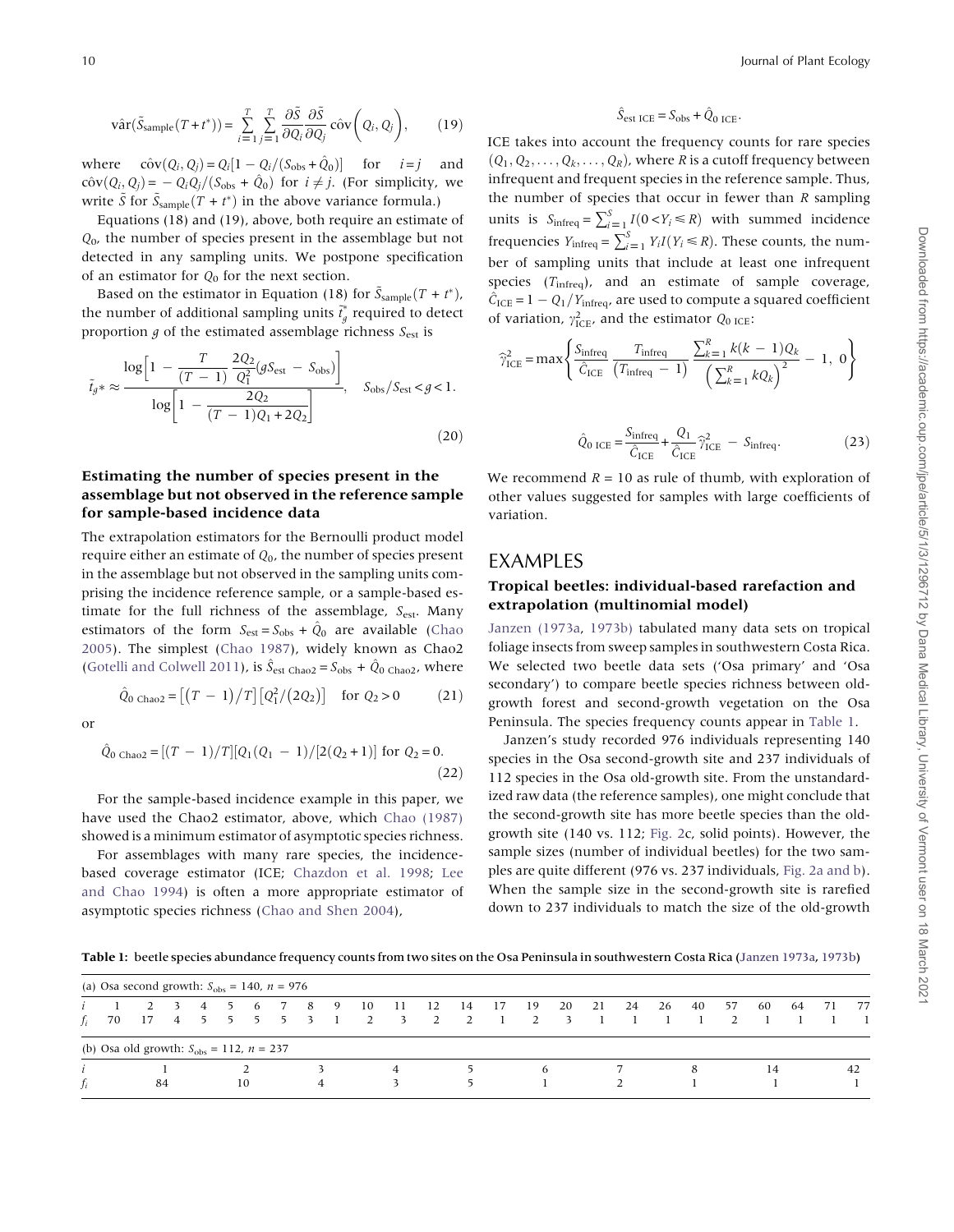$$\hat{\text{var}}(\tilde{S}_{\text{sample}}(T+t^*)) = \sum_{i=1}^{T}\sum_{j=1}^{T} \frac{\partial \tilde{S}}{\partial Q_i}\frac{\partial \tilde{S}}{\partial Q_j}\hat{\text{cov}}\left(Q_i, Q_j\right), \quad (19)$$

where $\hat{\text{cov}}(Q_i, Q_j) = Q_i[1 - Q_i/(S_{\text{obs}} + \hat{Q}_0)]$ for $i = j$ and $\hat{\text{cov}}(Q_i, Q_j) = -Q_iQ_j/(S_{\text{obs}} + \hat{Q}_0)$ for $i \neq j$. (For simplicity, we write $\tilde{S}$ for $\tilde{S}_{\text{sample}}(T + t^*)$ in the above variance formula.)

Equations (18) and (19), above, both require an estimate of $Q_0$, the number of species present in the assemblage but not detected in any sampling units. We postpone specification of an estimator for $Q_0$ for the next section.

Based on the estimator in Equation (18) for $\tilde{S}_{\text{sample}}(T + t^*)$, the number of additional sampling units $\tilde{t}_g^*$ required to detect proportion $g$ of the estimated assemblage richness $S_{\text{est}}$ is

$$\tilde{t}_g* \approx \frac{\log\left[1 - \dfrac{T}{(T-1)}\dfrac{2Q_2}{Q_1^2}(gS_{\text{est}} - S_{\text{obs}})\right]}{\log\left[1 - \dfrac{2Q_2}{(T-1)Q_1 + 2Q_2}\right]}, \quad S_{\text{obs}}/S_{\text{est}} < g < 1. \quad (20)$$

### Estimating the number of species present in the assemblage but not observed in the reference sample for sample-based incidence data

The extrapolation estimators for the Bernoulli product model require either an estimate of $Q_0$, the number of species present in the assemblage but not observed in the sampling units comprising the incidence reference sample, or a sample-based estimate for the full richness of the assemblage, $S_{\text{est}}$. Many estimators of the form $S_{\text{est}} = S_{\text{obs}} + \hat{Q}_0$ are available (Chao 2005). The simplest (Chao 1987), widely known as Chao2 (Gotelli and Colwell 2011), is $\hat{S}_{\text{est Chao2}} = S_{\text{obs}} + \hat{Q}_{0\text{ Chao2}}$, where

$$\hat{Q}_{0\text{ Chao2}} = \left[(T-1)/T\right]\left[Q_1^2/(2Q_2)\right] \quad \text{for } Q_2 > 0 \quad (21)$$

or

$$\hat{Q}_{0\text{ Chao2}} = [(T-1)/T][Q_1(Q_1 - 1)/[2(Q_2+1)] \text{ for } Q_2 = 0. \quad (22)$$

For the sample-based incidence example in this paper, we have used the Chao2 estimator, above, which Chao (1987) showed is a minimum estimator of asymptotic species richness.

For assemblages with many rare species, the incidence-based coverage estimator (ICE; Chazdon et al. 1998; Lee and Chao 1994) is often a more appropriate estimator of asymptotic species richness (Chao and Shen 2004),

$$\hat{S}_{\text{est ICE}} = S_{\text{obs}} + \hat{Q}_{0\text{ ICE}}.$$

ICE takes into account the frequency counts for rare species $(Q_1, Q_2, \ldots, Q_k, \ldots, Q_R)$, where $R$ is a cutoff frequency between infrequent and frequent species in the reference sample. Thus, the number of species that occur in fewer than $R$ sampling units is $S_{\text{infreq}} = \sum_{i=1}^{S} I(0 < Y_i \leq R)$ with summed incidence frequencies $Y_{\text{infreq}} = \sum_{i=1}^{S} Y_i I(Y_i \leq R)$. These counts, the number of sampling units that include at least one infrequent species ($T_{\text{infreq}}$), and an estimate of sample coverage, $\hat{C}_{\text{ICE}} = 1 - Q_1/Y_{\text{infreq}}$, are used to compute a squared coefficient of variation, $\gamma^2_{\text{ICE}}$, and the estimator $Q_{0\text{ ICE}}$:

$$\hat{\gamma}^2_{\text{ICE}} = \max\left\{\frac{S_{\text{infreq}}}{\hat{C}_{\text{ICE}}}\frac{T_{\text{infreq}}}{(T_{\text{infreq}} - 1)}\frac{\sum_{k=1}^{R}k(k-1)Q_k}{\left(\sum_{k=1}^{R}kQ_k\right)^2} - 1,\ 0\right\}$$

$$\hat{Q}_{0\text{ ICE}} = \frac{S_{\text{infreq}}}{\hat{C}_{\text{ICE}}} + \frac{Q_1}{\hat{C}_{\text{ICE}}}\hat{\gamma}^2_{\text{ICE}} - S_{\text{infreq}}. \quad (23)$$

We recommend $R = 10$ as rule of thumb, with exploration of other values suggested for samples with large coefficients of variation.

## EXAMPLES

### Tropical beetles: individual-based rarefaction and extrapolation (multinomial model)

Janzen (1973a, 1973b) tabulated many data sets on tropical foliage insects from sweep samples in southwestern Costa Rica. We selected two beetle data sets ('Osa primary' and 'Osa secondary') to compare beetle species richness between old-growth forest and second-growth vegetation on the Osa Peninsula. The species frequency counts appear in Table 1.

Janzen's study recorded 976 individuals representing 140 species in the Osa second-growth site and 237 individuals of 112 species in the Osa old-growth site. From the unstandardized raw data (the reference samples), one might conclude that the second-growth site has more beetle species than the old-growth site (140 vs. 112; Fig. 2c, solid points). However, the sample sizes (number of individual beetles) for the two samples are quite different (976 vs. 237 individuals, Fig. 2a and b). When the sample size in the second-growth site is rarefied down to 237 individuals to match the size of the old-growth

**Table 1: beetle species abundance frequency counts from two sites on the Osa Peninsula in southwestern Costa Rica (Janzen 1973a, 1973b)**

(a) Osa second growth: $S_{\text{obs}} = 140$, $n = 976$

| | | | | | | | | | | | | | | | | | | | | | | | | | |
|---|---|---|---|---|---|---|---|---|---|---|---|---|---|---|---|---|---|---|---|---|---|---|---|---|---|
| $i$ | 1 | 2 | 3 | 4 | 5 | 6 | 7 | 8 | 9 | 10 | 11 | 12 | 14 | 17 | 19 | 20 | 21 | 24 | 26 | 40 | 57 | 60 | 64 | 71 | 77 |
| $f_i$ | 70 | 17 | 4 | 5 | 5 | 5 | 5 | 3 | 1 | 2 | 3 | 2 | 2 | 1 | 2 | 3 | 1 | 1 | 1 | 1 | 2 | 1 | 1 | 1 | 1 |

(b) Osa old growth: $S_{\text{obs}} = 112$, $n = 237$

| | | | | | | | | | | |
|---|---|---|---|---|---|---|---|---|---|---|
| $i$ | 1 | 2 | 3 | 4 | 5 | 6 | 7 | 8 | 14 | 42 |
| $f_i$ | 84 | 10 | 4 | 3 | 5 | 1 | 2 | 1 | 1 | 1 |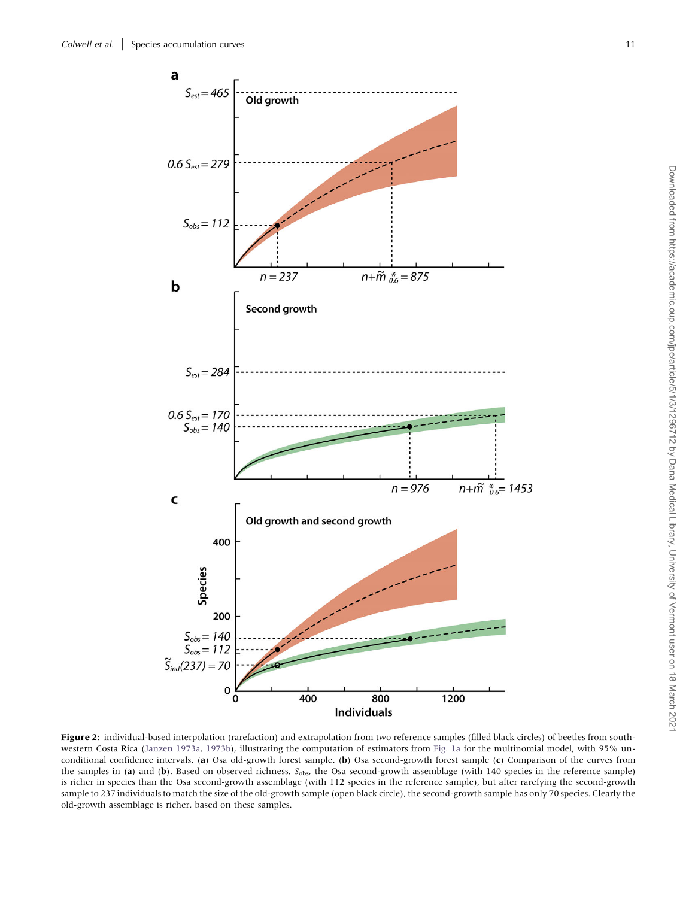**a**

Old growth

$S_{est} = 465$

$0.6\ S_{est} = 279$

$S_{obs} = 112$

$n = 237$

$n+\tilde{m}^*_{0.6} = 875$

**b**

Second growth

$S_{est} = 284$

$0.6\ S_{est} = 170$

$S_{obs} = 140$

$n = 976$

$n+\tilde{m}^*_{0.6} = 1453$

**c**

Old growth and second growth

Species

400

200

$S_{obs} = 140$

$S_{obs} = 112$

$\tilde{S}_{ind}(237) = 70$

0

0

400

800

1200

Individuals

**Figure 2:** individual-based interpolation (rarefaction) and extrapolation from two reference samples (filled black circles) of beetles from southwestern Costa Rica (Janzen 1973a, 1973b), illustrating the computation of estimators from Fig. 1a for the multinomial model, with 95% unconditional confidence intervals. (**a**) Osa old-growth forest sample. (**b**) Osa second-growth forest sample (**c**) Comparison of the curves from the samples in (**a**) and (**b**). Based on observed richness, $S_{obs}$, the Osa second-growth assemblage (with 140 species in the reference sample) is richer in species than the Osa second-growth assemblage (with 112 species in the reference sample), but after rarefying the second-growth sample to 237 individuals to match the size of the old-growth sample (open black circle), the second-growth sample has only 70 species. Clearly the old-growth assemblage is richer, based on these samples.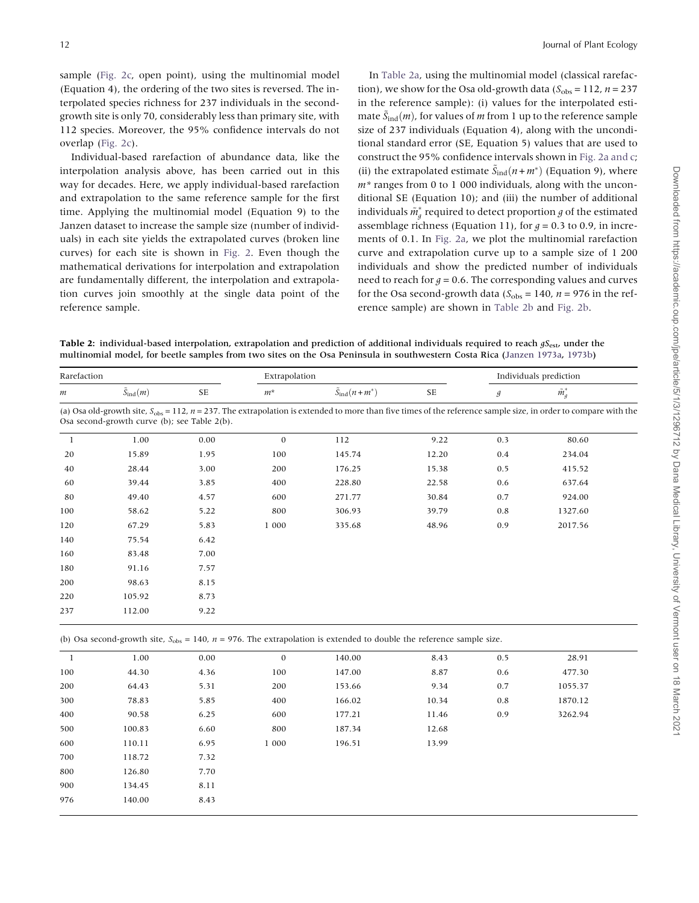sample (Fig. 2c, open point), using the multinomial model (Equation 4), the ordering of the two sites is reversed. The interpolated species richness for 237 individuals in the second-growth site is only 70, considerably less than primary site, with 112 species. Moreover, the 95% confidence intervals do not overlap (Fig. 2c).

Individual-based rarefaction of abundance data, like the interpolation analysis above, has been carried out in this way for decades. Here, we apply individual-based rarefaction and extrapolation to the same reference sample for the first time. Applying the multinomial model (Equation 9) to the Janzen dataset to increase the sample size (number of individuals) in each site yields the extrapolated curves (broken line curves) for each site is shown in Fig. 2. Even though the mathematical derivations for interpolation and extrapolation are fundamentally different, the interpolation and extrapolation curves join smoothly at the single data point of the reference sample.

In Table 2a, using the multinomial model (classical rarefaction), we show for the Osa old-growth data ($S_{obs}$ = 112, $n$ = 237 in the reference sample): (i) values for the interpolated estimate $\tilde{S}_{ind}(m)$, for values of $m$ from 1 up to the reference sample size of 237 individuals (Equation 4), along with the unconditional standard error (SE, Equation 5) values that are used to construct the 95% confidence intervals shown in Fig. 2a and c; (ii) the extrapolated estimate $\tilde{S}_{ind}(n+m^*)$ (Equation 9), where $m^*$ ranges from 0 to 1 000 individuals, along with the unconditional SE (Equation 10); and (iii) the number of additional individuals $\tilde{m}_g^*$ required to detect proportion $g$ of the estimated assemblage richness (Equation 11), for $g$ = 0.3 to 0.9, in increments of 0.1. In Fig. 2a, we plot the multinomial rarefaction curve and extrapolation curve up to a sample size of 1 200 individuals and show the predicted number of individuals need to reach for $g$ = 0.6. The corresponding values and curves for the Osa second-growth data ($S_{obs}$ = 140, $n$ = 976 in the reference sample) are shown in Table 2b and Fig. 2b.

**Table 2:** individual-based interpolation, extrapolation and prediction of additional individuals required to reach $gS_{est}$, under the multinomial model, for beetle samples from two sites on the Osa Peninsula in southwestern Costa Rica (Janzen 1973a, 1973b)

| Rarefaction | | | Extrapolation | | | Individuals prediction | |
|---|---|---|---|---|---|---|---|
| $m$ | $\tilde{S}_{ind}(m)$ | SE | $m^*$ | $\tilde{S}_{ind}(n+m^*)$ | SE | $g$ | $\tilde{m}_g^*$ |
| (a) Osa old-growth site, $S_{obs}$ = 112, $n$ = 237. The extrapolation is extended to more than five times of the reference sample size, in order to compare with the Osa second-growth curve (b); see Table 2(b). | | | | | | | |
| 1 | 1.00 | 0.00 | 0 | 112 | 9.22 | 0.3 | 80.60 |
| 20 | 15.89 | 1.95 | 100 | 145.74 | 12.20 | 0.4 | 234.04 |
| 40 | 28.44 | 3.00 | 200 | 176.25 | 15.38 | 0.5 | 415.52 |
| 60 | 39.44 | 3.85 | 400 | 228.80 | 22.58 | 0.6 | 637.64 |
| 80 | 49.40 | 4.57 | 600 | 271.77 | 30.84 | 0.7 | 924.00 |
| 100 | 58.62 | 5.22 | 800 | 306.93 | 39.79 | 0.8 | 1327.60 |
| 120 | 67.29 | 5.83 | 1 000 | 335.68 | 48.96 | 0.9 | 2017.56 |
| 140 | 75.54 | 6.42 | | | | | |
| 160 | 83.48 | 7.00 | | | | | |
| 180 | 91.16 | 7.57 | | | | | |
| 200 | 98.63 | 8.15 | | | | | |
| 220 | 105.92 | 8.73 | | | | | |
| 237 | 112.00 | 9.22 | | | | | |
| (b) Osa second-growth site, $S_{obs}$ = 140, $n$ = 976. The extrapolation is extended to double the reference sample size. | | | | | | | |
| 1 | 1.00 | 0.00 | 0 | 140.00 | 8.43 | 0.5 | 28.91 |
| 100 | 44.30 | 4.36 | 100 | 147.00 | 8.87 | 0.6 | 477.30 |
| 200 | 64.43 | 5.31 | 200 | 153.66 | 9.34 | 0.7 | 1055.37 |
| 300 | 78.83 | 5.85 | 400 | 166.02 | 10.34 | 0.8 | 1870.12 |
| 400 | 90.58 | 6.25 | 600 | 177.21 | 11.46 | 0.9 | 3262.94 |
| 500 | 100.83 | 6.60 | 800 | 187.34 | 12.68 | | |
| 600 | 110.11 | 6.95 | 1 000 | 196.51 | 13.99 | | |
| 700 | 118.72 | 7.32 | | | | | |
| 800 | 126.80 | 7.70 | | | | | |
| 900 | 134.45 | 8.11 | | | | | |
| 976 | 140.00 | 8.43 | | | | | |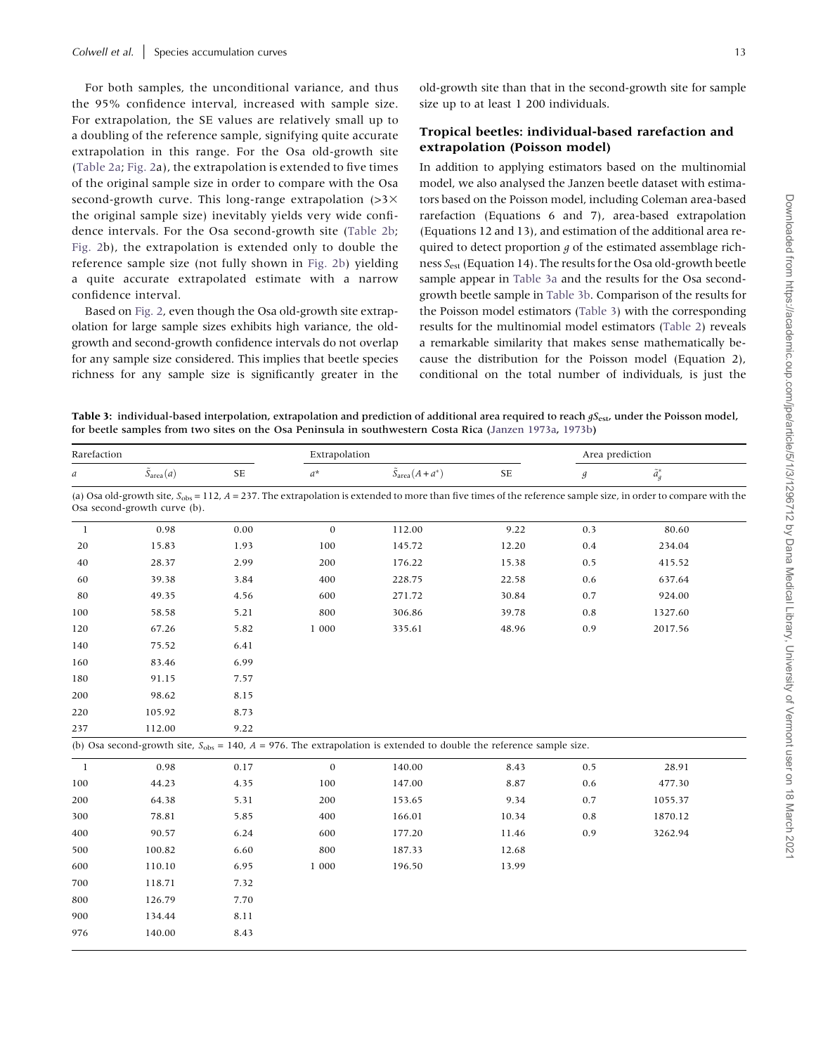For both samples, the unconditional variance, and thus the 95% confidence interval, increased with sample size. For extrapolation, the SE values are relatively small up to a doubling of the reference sample, signifying quite accurate extrapolation in this range. For the Osa old-growth site (Table 2a; Fig. 2a), the extrapolation is extended to five times of the original sample size in order to compare with the Osa second-growth curve. This long-range extrapolation (>3× the original sample size) inevitably yields very wide confidence intervals. For the Osa second-growth site (Table 2b; Fig. 2b), the extrapolation is extended only to double the reference sample size (not fully shown in Fig. 2b) yielding a quite accurate extrapolated estimate with a narrow confidence interval.

Based on Fig. 2, even though the Osa old-growth site extrapolation for large sample sizes exhibits high variance, the old-growth and second-growth confidence intervals do not overlap for any sample size considered. This implies that beetle species richness for any sample size is significantly greater in the old-growth site than that in the second-growth site for sample size up to at least 1 200 individuals.

### Tropical beetles: individual-based rarefaction and extrapolation (Poisson model)

In addition to applying estimators based on the multinomial model, we also analysed the Janzen beetle dataset with estimators based on the Poisson model, including Coleman area-based rarefaction (Equations 6 and 7), area-based extrapolation (Equations 12 and 13), and estimation of the additional area required to detect proportion $g$ of the estimated assemblage richness $S_{est}$ (Equation 14). The results for the Osa old-growth beetle sample appear in Table 3a and the results for the Osa second-growth beetle sample in Table 3b. Comparison of the results for the Poisson model estimators (Table 3) with the corresponding results for the multinomial model estimators (Table 2) reveals a remarkable similarity that makes sense mathematically because the distribution for the Poisson model (Equation 2), conditional on the total number of individuals, is just the

**Table 3: individual-based interpolation, extrapolation and prediction of additional area required to reach $gS_{est}$, under the Poisson model, for beetle samples from two sites on the Osa Peninsula in southwestern Costa Rica (Janzen 1973a, 1973b)**

| Rarefaction | | | Extrapolation | | | Area prediction | |
|---|---|---|---|---|---|---|---|
| $a$ | $\tilde{S}_{area}(a)$ | SE | $a^*$ | $\tilde{S}_{area}(A+a^*)$ | SE | $g$ | $\tilde{a}_g^*$ |
| (a) Osa old-growth site, $S_{obs}$ = 112, $A$ = 237. The extrapolation is extended to more than five times of the reference sample size, in order to compare with the Osa second-growth curve (b). | | | | | | | |
| 1 | 0.98 | 0.00 | 0 | 112.00 | 9.22 | 0.3 | 80.60 |
| 20 | 15.83 | 1.93 | 100 | 145.72 | 12.20 | 0.4 | 234.04 |
| 40 | 28.37 | 2.99 | 200 | 176.22 | 15.38 | 0.5 | 415.52 |
| 60 | 39.38 | 3.84 | 400 | 228.75 | 22.58 | 0.6 | 637.64 |
| 80 | 49.35 | 4.56 | 600 | 271.72 | 30.84 | 0.7 | 924.00 |
| 100 | 58.58 | 5.21 | 800 | 306.86 | 39.78 | 0.8 | 1327.60 |
| 120 | 67.26 | 5.82 | 1 000 | 335.61 | 48.96 | 0.9 | 2017.56 |
| 140 | 75.52 | 6.41 | | | | | |
| 160 | 83.46 | 6.99 | | | | | |
| 180 | 91.15 | 7.57 | | | | | |
| 200 | 98.62 | 8.15 | | | | | |
| 220 | 105.92 | 8.73 | | | | | |
| 237 | 112.00 | 9.22 | | | | | |
| (b) Osa second-growth site, $S_{obs}$ = 140, $A$ = 976. The extrapolation is extended to double the reference sample size. | | | | | | | |
| 1 | 0.98 | 0.17 | 0 | 140.00 | 8.43 | 0.5 | 28.91 |
| 100 | 44.23 | 4.35 | 100 | 147.00 | 8.87 | 0.6 | 477.30 |
| 200 | 64.38 | 5.31 | 200 | 153.65 | 9.34 | 0.7 | 1055.37 |
| 300 | 78.81 | 5.85 | 400 | 166.01 | 10.34 | 0.8 | 1870.12 |
| 400 | 90.57 | 6.24 | 600 | 177.20 | 11.46 | 0.9 | 3262.94 |
| 500 | 100.82 | 6.60 | 800 | 187.33 | 12.68 | | |
| 600 | 110.10 | 6.95 | 1 000 | 196.50 | 13.99 | | |
| 700 | 118.71 | 7.32 | | | | | |
| 800 | 126.79 | 7.70 | | | | | |
| 900 | 134.44 | 8.11 | | | | | |
| 976 | 140.00 | 8.43 | | | | | |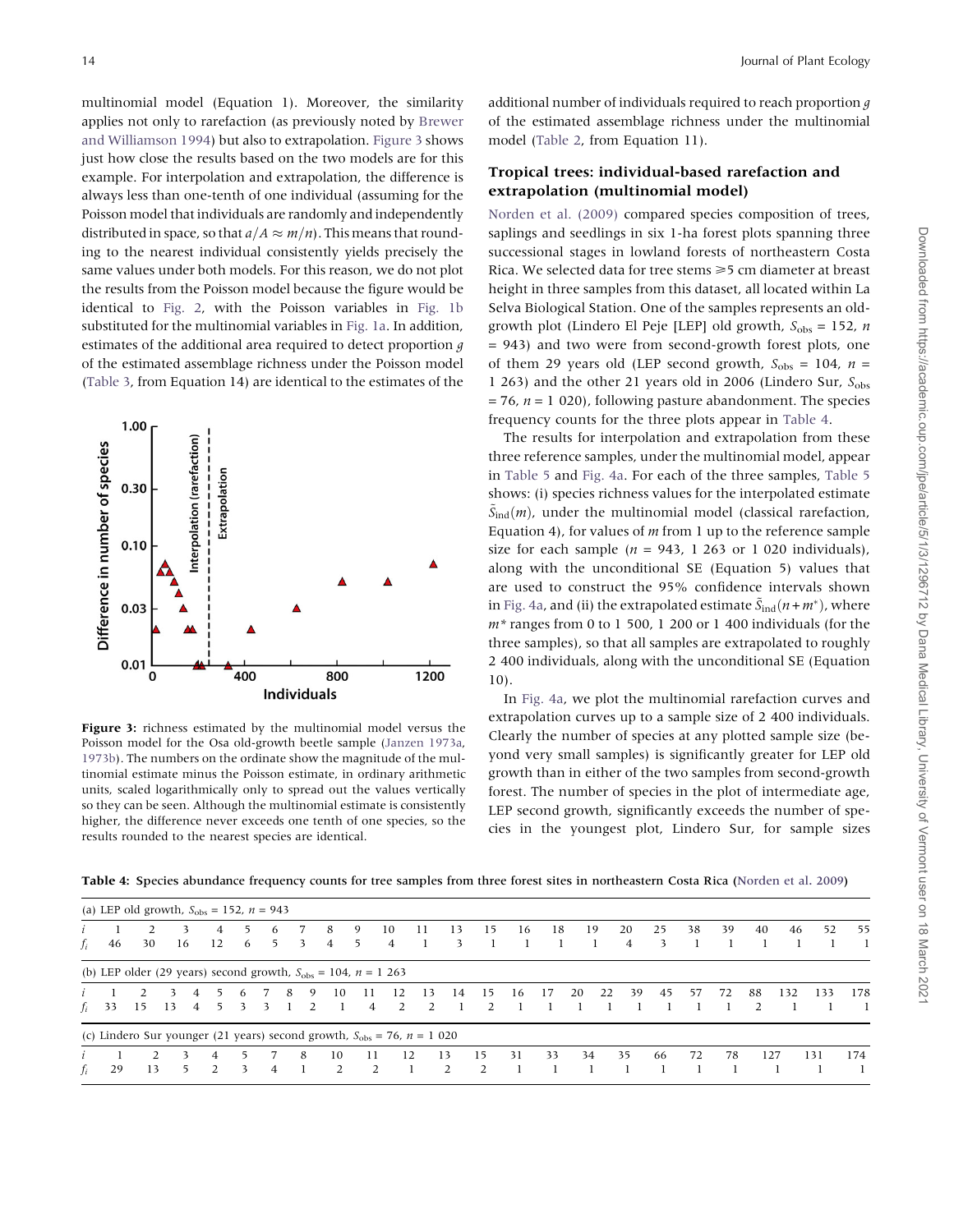multinomial model (Equation 1). Moreover, the similarity applies not only to rarefaction (as previously noted by Brewer and Williamson 1994) but also to extrapolation. Figure 3 shows just how close the results based on the two models are for this example. For interpolation and extrapolation, the difference is always less than one-tenth of one individual (assuming for the Poisson model that individuals are randomly and independently distributed in space, so that $a/A \approx m/n$). This means that rounding to the nearest individual consistently yields precisely the same values under both models. For this reason, we do not plot the results from the Poisson model because the figure would be identical to Fig. 2, with the Poisson variables in Fig. 1b substituted for the multinomial variables in Fig. 1a. In addition, estimates of the additional area required to detect proportion $g$ of the estimated assemblage richness under the Poisson model (Table 3, from Equation 14) are identical to the estimates of the additional number of individuals required to reach proportion $g$ of the estimated assemblage richness under the multinomial model (Table 2, from Equation 11).

Difference in number of species
1.00
0.30
0.10
0.03
0.01
0
400
800
1200
Individuals
Interpolation (rarefaction)
Extrapolation

**Figure 3:** richness estimated by the multinomial model versus the Poisson model for the Osa old-growth beetle sample (Janzen 1973a, 1973b). The numbers on the ordinate show the magnitude of the multinomial estimate minus the Poisson estimate, in ordinary arithmetic units, scaled logarithmically only to spread out the values vertically so they can be seen. Although the multinomial estimate is consistently higher, the difference never exceeds one tenth of one species, so the results rounded to the nearest species are identical.

## Tropical trees: individual-based rarefaction and extrapolation (multinomial model)

Norden et al. (2009) compared species composition of trees, saplings and seedlings in six 1-ha forest plots spanning three successional stages in lowland forests of northeastern Costa Rica. We selected data for tree stems ⩾5 cm diameter at breast height in three samples from this dataset, all located within La Selva Biological Station. One of the samples represents an old-growth plot (Lindero El Peje [LEP] old growth, $S_{obs}$ = 152, $n$ = 943) and two were from second-growth forest plots, one of them 29 years old (LEP second growth, $S_{obs}$ = 104, $n$ = 1 263) and the other 21 years old in 2006 (Lindero Sur, $S_{obs}$ = 76, $n$ = 1 020), following pasture abandonment. The species frequency counts for the three plots appear in Table 4.

The results for interpolation and extrapolation from these three reference samples, under the multinomial model, appear in Table 5 and Fig. 4a. For each of the three samples, Table 5 shows: (i) species richness values for the interpolated estimate $\tilde{S}_{\text{ind}}(m)$, under the multinomial model (classical rarefaction, Equation 4), for values of $m$ from 1 up to the reference sample size for each sample ($n$ = 943, 1 263 or 1 020 individuals), along with the unconditional SE (Equation 5) values that are used to construct the 95% confidence intervals shown in Fig. 4a, and (ii) the extrapolated estimate $\hat{S}_{\text{ind}}(n+m^*)$, where $m^*$ ranges from 0 to 1 500, 1 200 or 1 400 individuals (for the three samples), so that all samples are extrapolated to roughly 2 400 individuals, along with the unconditional SE (Equation 10).

In Fig. 4a, we plot the multinomial rarefaction curves and extrapolation curves up to a sample size of 2 400 individuals. Clearly the number of species at any plotted sample size (beyond very small samples) is significantly greater for LEP old growth than in either of the two samples from second-growth forest. The number of species in the plot of intermediate age, LEP second growth, significantly exceeds the number of species in the youngest plot, Lindero Sur, for sample sizes

**Table 4: Species abundance frequency counts for tree samples from three forest sites in northeastern Costa Rica (Norden et al. 2009)**

(a) LEP old growth, $S_{obs}$ = 152, $n$ = 943

| | | | | | | | | | | | | | | | | | | | | | | | | | |
|---|---|---|---|---|---|---|---|---|---|---|---|---|---|---|---|---|---|---|---|---|---|---|---|---|---|
| $i$ | 1 | 2 | 3 | 4 | 5 | 6 | 7 | 8 | 9 | 10 | 11 | 13 | 15 | 16 | 18 | 19 | 20 | 25 | 38 | 39 | 40 | 46 | 52 | 55 |
| $f_i$ | 46 | 30 | 16 | 12 | 6 | 5 | 3 | 4 | 5 | 4 | 1 | 3 | 1 | 1 | 1 | 1 | 4 | 3 | 1 | 1 | 1 | 1 | 1 | 1 |

(b) LEP older (29 years) second growth, $S_{obs}$ = 104, $n$ = 1 263

| | | | | | | | | | | | | | | | | | | | | | | | | | | | |
|---|---|---|---|---|---|---|---|---|---|---|---|---|---|---|---|---|---|---|---|---|---|---|---|---|---|---|---|
| $i$ | 1 | 2 | 3 | 4 | 5 | 6 | 7 | 8 | 9 | 10 | 11 | 12 | 13 | 14 | 15 | 16 | 17 | 20 | 22 | 39 | 45 | 57 | 72 | 88 | 132 | 133 | 178 |
| $f_i$ | 33 | 15 | 13 | 4 | 5 | 3 | 3 | 1 | 2 | 1 | 4 | 2 | 2 | 1 | 2 | 1 | 1 | 1 | 1 | 1 | 1 | 1 | 1 | 2 | 1 | 1 | 1 |

(c) Lindero Sur younger (21 years) second growth, $S_{obs}$ = 76, $n$ = 1 020

| | | | | | | | | | | | | | | | | | | | | | | | |
|---|---|---|---|---|---|---|---|---|---|---|---|---|---|---|---|---|---|---|---|---|---|---|---|
| $i$ | 1 | 2 | 3 | 4 | 5 | 7 | 8 | 10 | 11 | 12 | 13 | 15 | 31 | 33 | 34 | 35 | 66 | 72 | 78 | 127 | 131 | 174 |
| $f_i$ | 29 | 13 | 5 | 2 | 3 | 4 | 1 | 2 | 2 | 1 | 2 | 2 | 1 | 1 | 1 | 1 | 1 | 1 | 1 | 1 | 1 | 1 |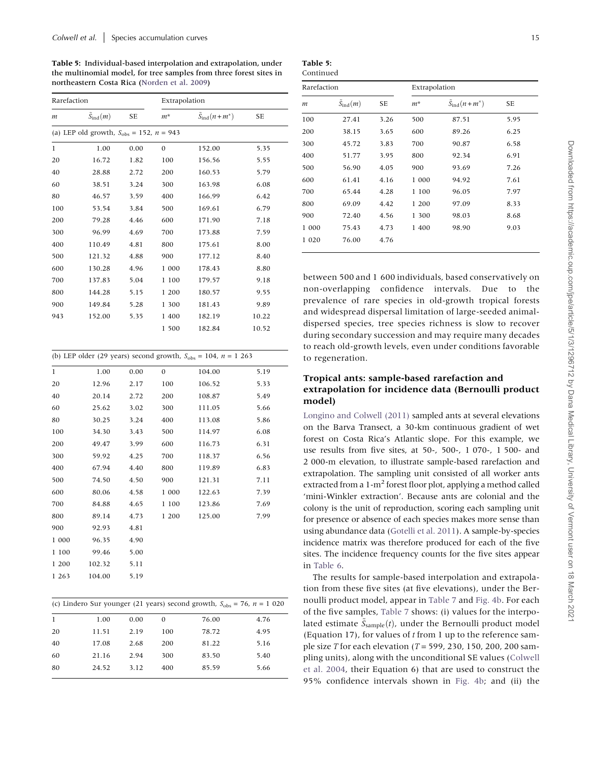**Table 5: Individual-based interpolation and extrapolation, under the multinomial model, for tree samples from three forest sites in northeastern Costa Rica (Norden et al. 2009)**

| Rarefaction | | | Extrapolation | | |
|---|---|---|---|---|---|
| $m$ | $\tilde{S}_{\text{ind}}(m)$ | SE | $m^*$ | $\tilde{S}_{\text{ind}}(n+m^*)$ | SE |
| (a) LEP old growth, $S_{\text{obs}}$ = 152, $n$ = 943 | | | | | |
| 1 | 1.00 | 0.00 | 0 | 152.00 | 5.35 |
| 20 | 16.72 | 1.82 | 100 | 156.56 | 5.55 |
| 40 | 28.88 | 2.72 | 200 | 160.53 | 5.79 |
| 60 | 38.51 | 3.24 | 300 | 163.98 | 6.08 |
| 80 | 46.57 | 3.59 | 400 | 166.99 | 6.42 |
| 100 | 53.54 | 3.84 | 500 | 169.61 | 6.79 |
| 200 | 79.28 | 4.46 | 600 | 171.90 | 7.18 |
| 300 | 96.99 | 4.69 | 700 | 173.88 | 7.59 |
| 400 | 110.49 | 4.81 | 800 | 175.61 | 8.00 |
| 500 | 121.32 | 4.88 | 900 | 177.12 | 8.40 |
| 600 | 130.28 | 4.96 | 1 000 | 178.43 | 8.80 |
| 700 | 137.83 | 5.04 | 1 100 | 179.57 | 9.18 |
| 800 | 144.28 | 5.15 | 1 200 | 180.57 | 9.55 |
| 900 | 149.84 | 5.28 | 1 300 | 181.43 | 9.89 |
| 943 | 152.00 | 5.35 | 1 400 | 182.19 | 10.22 |
| | | | 1 500 | 182.84 | 10.52 |
| (b) LEP older (29 years) second growth, $S_{\text{obs}}$ = 104, $n$ = 1 263 | | | | | |
| 1 | 1.00 | 0.00 | 0 | 104.00 | 5.19 |
| 20 | 12.96 | 2.17 | 100 | 106.52 | 5.33 |
| 40 | 20.14 | 2.72 | 200 | 108.87 | 5.49 |
| 60 | 25.62 | 3.02 | 300 | 111.05 | 5.66 |
| 80 | 30.25 | 3.24 | 400 | 113.08 | 5.86 |
| 100 | 34.30 | 3.43 | 500 | 114.97 | 6.08 |
| 200 | 49.47 | 3.99 | 600 | 116.73 | 6.31 |
| 300 | 59.92 | 4.25 | 700 | 118.37 | 6.56 |
| 400 | 67.94 | 4.40 | 800 | 119.89 | 6.83 |
| 500 | 74.50 | 4.50 | 900 | 121.31 | 7.11 |
| 600 | 80.06 | 4.58 | 1 000 | 122.63 | 7.39 |
| 700 | 84.88 | 4.65 | 1 100 | 123.86 | 7.69 |
| 800 | 89.14 | 4.73 | 1 200 | 125.00 | 7.99 |
| 900 | 92.93 | 4.81 | | | |
| 1 000 | 96.35 | 4.90 | | | |
| 1 100 | 99.46 | 5.00 | | | |
| 1 200 | 102.32 | 5.11 | | | |
| 1 263 | 104.00 | 5.19 | | | |
| (c) Lindero Sur younger (21 years) second growth, $S_{\text{obs}}$ = 76, $n$ = 1 020 | | | | | |
| 1 | 1.00 | 0.00 | 0 | 76.00 | 4.76 |
| 20 | 11.51 | 2.19 | 100 | 78.72 | 4.95 |
| 40 | 17.08 | 2.68 | 200 | 81.22 | 5.16 |
| 60 | 21.16 | 2.94 | 300 | 83.50 | 5.40 |
| 80 | 24.52 | 3.12 | 400 | 85.59 | 5.66 |
| 100 | 27.41 | 3.26 | 500 | 87.51 | 5.95 |
| 200 | 38.15 | 3.65 | 600 | 89.26 | 6.25 |
| 300 | 45.72 | 3.83 | 700 | 90.87 | 6.58 |
| 400 | 51.77 | 3.95 | 800 | 92.34 | 6.91 |
| 500 | 56.90 | 4.05 | 900 | 93.69 | 7.26 |
| 600 | 61.41 | 4.16 | 1 000 | 94.92 | 7.61 |
| 700 | 65.44 | 4.28 | 1 100 | 96.05 | 7.97 |
| 800 | 69.09 | 4.42 | 1 200 | 97.09 | 8.33 |
| 900 | 72.40 | 4.56 | 1 300 | 98.03 | 8.68 |
| 1 000 | 75.43 | 4.73 | 1 400 | 98.90 | 9.03 |
| 1 020 | 76.00 | 4.76 | | | |

between 500 and 1 600 individuals, based conservatively on non-overlapping confidence intervals. Due to the prevalence of rare species in old-growth tropical forests and widespread dispersal limitation of large-seeded animal-dispersed species, tree species richness is slow to recover during secondary succession and may require many decades to reach old-growth levels, even under conditions favorable to regeneration.

## Tropical ants: sample-based rarefaction and extrapolation for incidence data (Bernoulli product model)

Longino and Colwell (2011) sampled ants at several elevations on the Barva Transect, a 30-km continuous gradient of wet forest on Costa Rica's Atlantic slope. For this example, we use results from five sites, at 50-, 500-, 1 070-, 1 500- and 2 000-m elevation, to illustrate sample-based rarefaction and extrapolation. The sampling unit consisted of all worker ants extracted from a 1-m$^2$ forest floor plot, applying a method called 'mini-Winkler extraction'. Because ants are colonial and the colony is the unit of reproduction, scoring each sampling unit for presence or absence of each species makes more sense than using abundance data (Gotelli et al. 2011). A sample-by-species incidence matrix was therefore produced for each of the five sites. The incidence frequency counts for the five sites appear in Table 6.

The results for sample-based interpolation and extrapolation from these five sites (at five elevations), under the Bernoulli product model, appear in Table 7 and Fig. 4b. For each of the five samples, Table 7 shows: (i) values for the interpolated estimate $\tilde{S}_{\text{sample}}(t)$, under the Bernoulli product model (Equation 17), for values of $t$ from 1 up to the reference sample size $T$ for each elevation ($T$ = 599, 230, 150, 200, 200 sampling units), along with the unconditional SE values (Colwell et al. 2004, their Equation 6) that are used to construct the 95% confidence intervals shown in Fig. 4b; and (ii) the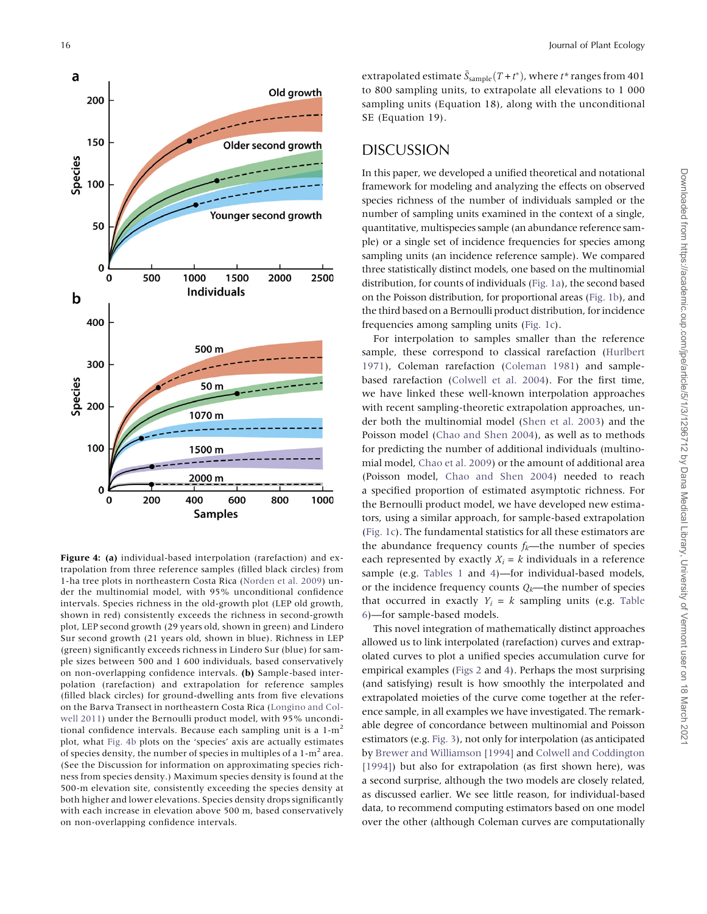a

Old growth

Older second growth

Younger second growth

Species

200

150

100

50

0

0 500 1000 1500 2000 2500

Individuals

b

500 m

50 m

1070 m

1500 m

2000 m

Species

400

300

200

100

0

0 200 400 600 800 1000

Samples

**Figure 4:** **(a)** individual-based interpolation (rarefaction) and extrapolation from three reference samples (filled black circles) from 1-ha tree plots in northeastern Costa Rica (Norden et al. 2009) under the multinomial model, with 95% unconditional confidence intervals. Species richness in the old-growth plot (LEP old growth, shown in red) consistently exceeds the richness in second-growth plot, LEP second growth (29 years old, shown in green) and Lindero Sur second growth (21 years old, shown in blue). Richness in LEP (green) significantly exceeds richness in Lindero Sur (blue) for sample sizes between 500 and 1 600 individuals, based conservatively on non-overlapping confidence intervals. **(b)** Sample-based interpolation (rarefaction) and extrapolation for reference samples (filled black circles) for ground-dwelling ants from five elevations on the Barva Transect in northeastern Costa Rica (Longino and Colwell 2011) under the Bernoulli product model, with 95% unconditional confidence intervals. Because each sampling unit is a 1-m$^2$ plot, what Fig. 4b plots on the 'species' axis are actually estimates of species density, the number of species in multiples of a 1-m$^2$ area. (See the Discussion for information on approximating species richness from species density.) Maximum species density is found at the 500-m elevation site, consistently exceeding the species density at both higher and lower elevations. Species density drops significantly with each increase in elevation above 500 m, based conservatively on non-overlapping confidence intervals.

extrapolated estimate $\tilde{S}_{\text{sample}}(T+t^{*})$, where $t^{*}$ ranges from 401 to 800 sampling units, to extrapolate all elevations to 1 000 sampling units (Equation 18), along with the unconditional SE (Equation 19).

## DISCUSSION

In this paper, we developed a unified theoretical and notational framework for modeling and analyzing the effects on observed species richness of the number of individuals sampled or the number of sampling units examined in the context of a single, quantitative, multispecies sample (an abundance reference sample) or a single set of incidence frequencies for species among sampling units (an incidence reference sample). We compared three statistically distinct models, one based on the multinomial distribution, for counts of individuals (Fig. 1a), the second based on the Poisson distribution, for proportional areas (Fig. 1b), and the third based on a Bernoulli product distribution, for incidence frequencies among sampling units (Fig. 1c).

For interpolation to samples smaller than the reference sample, these correspond to classical rarefaction (Hurlbert 1971), Coleman rarefaction (Coleman 1981) and sample-based rarefaction (Colwell et al. 2004). For the first time, we have linked these well-known interpolation approaches with recent sampling-theoretic extrapolation approaches, under both the multinomial model (Shen et al. 2003) and the Poisson model (Chao and Shen 2004), as well as to methods for predicting the number of additional individuals (multinomial model, Chao et al. 2009) or the amount of additional area (Poisson model, Chao and Shen 2004) needed to reach a specified proportion of estimated asymptotic richness. For the Bernoulli product model, we have developed new estimators, using a similar approach, for sample-based extrapolation (Fig. 1c). The fundamental statistics for all these estimators are the abundance frequency counts $f_k$—the number of species each represented by exactly $X_i = k$ individuals in a reference sample (e.g. Tables 1 and 4)—for individual-based models, or the incidence frequency counts $Q_k$—the number of species that occurred in exactly $Y_i = k$ sampling units (e.g. Table 6)—for sample-based models.

This novel integration of mathematically distinct approaches allowed us to link interpolated (rarefaction) curves and extrapolated curves to plot a unified species accumulation curve for empirical examples (Figs 2 and 4). Perhaps the most surprising (and satisfying) result is how smoothly the interpolated and extrapolated moieties of the curve come together at the reference sample, in all examples we have investigated. The remarkable degree of concordance between multinomial and Poisson estimators (e.g. Fig. 3), not only for interpolation (as anticipated by Brewer and Williamson [1994] and Colwell and Coddington [1994]) but also for extrapolation (as first shown here), was a second surprise, although the two models are closely related, as discussed earlier. We see little reason, for individual-based data, to recommend computing estimators based on one model over the other (although Coleman curves are computationally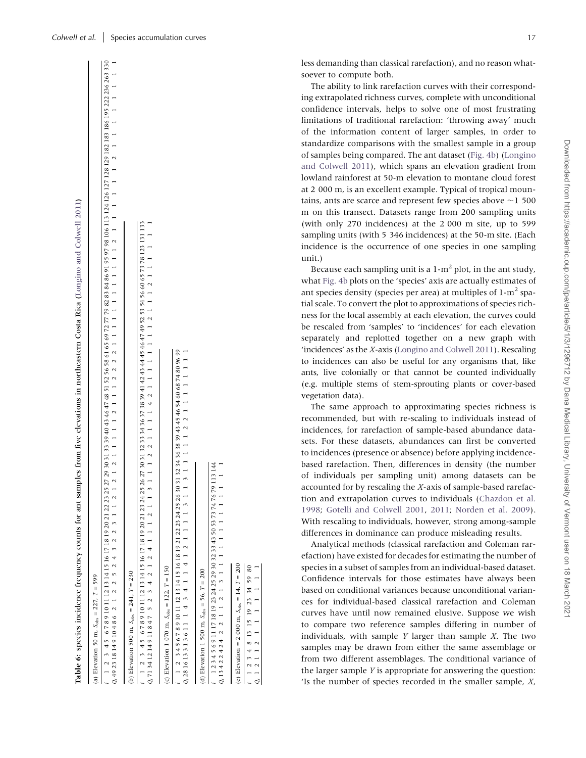**Table 6:** species incidence frequency counts for ant samples from five elevations in northeastern Costa Rica (Longino and Colwell 2011)

(a) Elevation 50 m, $S_{obs}$ = 227, $T$ = 599

| | | | | | | | | | | | | | | | | | | | | | | | | | | | | | | | | | | | | | | | | | | | | | | | | | | | | | | | | | | | | | | | | | | | |
|---|---|---|---|---|---|---|---|---|---|---|---|---|---|---|---|---|---|---|---|---|---|---|---|---|---|---|---|---|---|---|---|---|---|---|---|---|---|---|---|---|---|---|---|---|---|---|---|---|---|---|---|---|---|---|---|---|---|---|---|---|---|---|---|---|---|---|---|---|
| $i$ | 1 | 2 | 3 | 4 | 5 | 6 | 7 | 8 | 9 | 10 | 11 | 12 | 13 | 14 | 15 | 16 | 17 | 18 | 19 | 20 | 21 | 22 | 23 | 25 | 27 | 29 | 30 | 31 | 33 | 39 | 40 | 43 | 46 | 47 | 48 | 51 | 52 | 56 | 58 | 61 | 65 | 69 | 72 | 77 | 79 | 82 | 83 | 84 | 86 | 91 | 95 | 97 | 98 | 106 | 113 | 124 | 126 | 127 | 128 | 129 | 182 | 183 | 186 | 195 | 222 | 236 | 263 | 330 |
| $Q_i$ | 49 | 23 | 18 | 14 | 9 | 10 | 4 | 8 | 6 | 2 | 1 | 2 | 2 | 5 | 2 | 4 | 3 | 2 | 2 | 3 | 1 | 1 | 2 | 1 | 2 | 1 | 2 | 1 | 1 | 1 | 1 | 2 | 1 | 1 | 1 | 2 | 2 | 2 | 2 | 1 | 1 | 1 | 1 | 1 | 1 | 1 | 1 | 1 | 1 | 1 | 1 | 1 | 1 | 2 | 1 | 1 | 1 | 1 | 1 | 1 | 2 | 1 | 1 | 1 | 1 | 1 | 1 | 1 |

(b) Elevation 500 m, $S_{obs}$ = 241, $T$ = 230

| | | | | | | | | | | | | | | | | | | | | | | | | | | | | | | | | | | | | | | | | | | | | | | | | | | | | | |
|---|---|---|---|---|---|---|---|---|---|---|---|---|---|---|---|---|---|---|---|---|---|---|---|---|---|---|---|---|---|---|---|---|---|---|---|---|---|---|---|---|---|---|---|---|---|---|---|---|---|---|---|---|---|---|
| $i$ | 1 | 2 | 3 | 4 | 5 | 6 | 7 | 8 | 9 | 10 | 11 | 12 | 13 | 14 | 15 | 16 | 17 | 18 | 19 | 20 | 21 | 23 | 24 | 25 | 26 | 27 | 30 | 31 | 32 | 33 | 34 | 36 | 37 | 38 | 39 | 41 | 42 | 43 | 44 | 45 | 46 | 47 | 49 | 52 | 53 | 54 | 56 | 60 | 65 | 73 | 78 | 123 | 131 | 133 |
| $Q_i$ | 71 | 34 | 12 | 14 | 9 | 11 | 8 | 4 | 7 | 5 | 2 | 3 | 4 | 2 | 1 | 2 | 4 | 1 | 1 | 2 | 1 | 2 | 1 | 1 | 3 | 1 | 1 | 1 | 2 | 2 | 1 | 1 | 1 | 1 | 4 | 2 | 1 | 1 | 1 | 1 | 1 | 1 | 1 | 1 | 1 | 2 | 1 | 1 | 1 | 1 | 1 | 1 | 1 | 1 |

(c) Elevation 1 070 m, $S_{obs}$ = 122, $T$ = 150

| | | | | | | | | | | | | | | | | | | | | | | | | | | | | | | | | | | | | | | | | | |
|---|---|---|---|---|---|---|---|---|---|---|---|---|---|---|---|---|---|---|---|---|---|---|---|---|---|---|---|---|---|---|---|---|---|---|---|---|---|---|---|---|---|
| $i$ | 1 | 2 | 3 | 4 | 5 | 6 | 7 | 8 | 9 | 10 | 11 | 12 | 13 | 14 | 15 | 16 | 18 | 19 | 21 | 22 | 23 | 24 | 25 | 26 | 30 | 31 | 32 | 34 | 36 | 38 | 39 | 43 | 45 | 46 | 54 | 60 | 68 | 74 | 80 | 96 | 99 |
| $Q_i$ | 28 | 16 | 13 | 3 | 1 | 3 | 6 | 1 | 1 | 1 | 4 | 3 | 4 | 1 | 1 | 4 | 1 | 2 | 1 | 1 | 1 | 1 | 3 | 1 | 1 | 3 | 1 | 1 | 1 | 1 | 2 | 2 | 1 | 1 | 1 | 1 | 1 | 1 | 1 | 1 | 1 |

(d) Elevation 1 500 m, $S_{obs}$ = 56, $T$ = 200

| | | | | | | | | | | | | | | | | | | | | | | | | | | | |
|---|---|---|---|---|---|---|---|---|---|---|---|---|---|---|---|---|---|---|---|---|---|---|---|---|---|---|---|
| $i$ | 1 | 2 | 3 | 4 | 5 | 6 | 9 | 11 | 17 | 18 | 19 | 23 | 24 | 25 | 29 | 30 | 32 | 33 | 43 | 50 | 53 | 73 | 74 | 76 | 79 | 113 | 144 |
| $Q_i$ | 13 | 4 | 2 | 2 | 4 | 2 | 4 | 2 | 2 | 1 | 1 | 2 | 1 | 3 | 1 | 1 | 1 | 1 | 1 | 1 | 1 | 1 | 1 | 1 | 1 | 1 | 1 |

(e) Elevation = 2 000 m, $S_{obs}$ = 14, $T$ = 200

| | | | | | | | | | | | | |
|---|---|---|---|---|---|---|---|---|---|---|---|---|
| $i$ | 1 | 2 | 3 | 4 | 8 | 13 | 15 | 19 | 23 | 34 | 59 | 80 |
| $Q_i$ | 1 | 2 | 1 | 1 | 2 | 1 | 1 | 1 | 1 | 1 | 1 | 1 |

less demanding than classical rarefaction), and no reason whatsoever to compute both.

The ability to link rarefaction curves with their corresponding extrapolated richness curves, complete with unconditional confidence intervals, helps to solve one of most frustrating limitations of traditional rarefaction: 'throwing away' much of the information content of larger samples, in order to standardize comparisons with the smallest sample in a group of samples being compared. The ant dataset (Fig. 4b) (Longino and Colwell 2011), which spans an elevation gradient from lowland rainforest at 50-m elevation to montane cloud forest at 2 000 m, is an excellent example. Typical of tropical mountains, ants are scarce and represent few species above ~1 500 m on this transect. Datasets range from 200 sampling units (with only 270 incidences) at the 2 000 m site, up to 599 sampling units (with 5 346 incidences) at the 50-m site. (Each incidence is the occurrence of one species in one sampling unit.)

Because each sampling unit is a 1-m$^2$ plot, in the ant study, what Fig. 4b plots on the 'species' axis are actually estimates of ant species density (species per area) at multiples of 1-m$^2$ spatial scale. To convert the plot to approximations of species richness for the local assembly at each elevation, the curves could be rescaled from 'samples' to 'incidences' for each elevation separately and replotted together on a new graph with 'incidences' as the $X$-axis (Longino and Colwell 2011). Rescaling to incidences can also be useful for any organisms that, like ants, live colonially or that cannot be counted individually (e.g. multiple stems of stem-sprouting plants or cover-based vegetation data).

The same approach to approximating species richness is recommended, but with re-scaling to individuals instead of incidences, for rarefaction of sample-based abundance datasets. For these datasets, abundances can first be converted to incidences (presence or absence) before applying incidence-based rarefaction. Then, differences in density (the number of individuals per sampling unit) among datasets can be accounted for by rescaling the $X$-axis of sample-based rarefaction and extrapolation curves to individuals (Chazdon et al. 1998; Gotelli and Colwell 2001, 2011; Norden et al. 2009). With rescaling to individuals, however, strong among-sample differences in dominance can produce misleading results.

Analytical methods (classical rarefaction and Coleman rarefaction) have existed for decades for estimating the number of species in a subset of samples from an individual-based dataset. Confidence intervals for those estimates have always been based on conditional variances because unconditional variances for individual-based classical rarefaction and Coleman curves have until now remained elusive. Suppose we wish to compare two reference samples differing in number of individuals, with sample $Y$ larger than sample $X$. The two samples may be drawn from either the same assemblage or from two different assemblages. The conditional variance of the larger sample $Y$ is appropriate for answering the question: 'Is the number of species recorded in the smaller sample, $X$,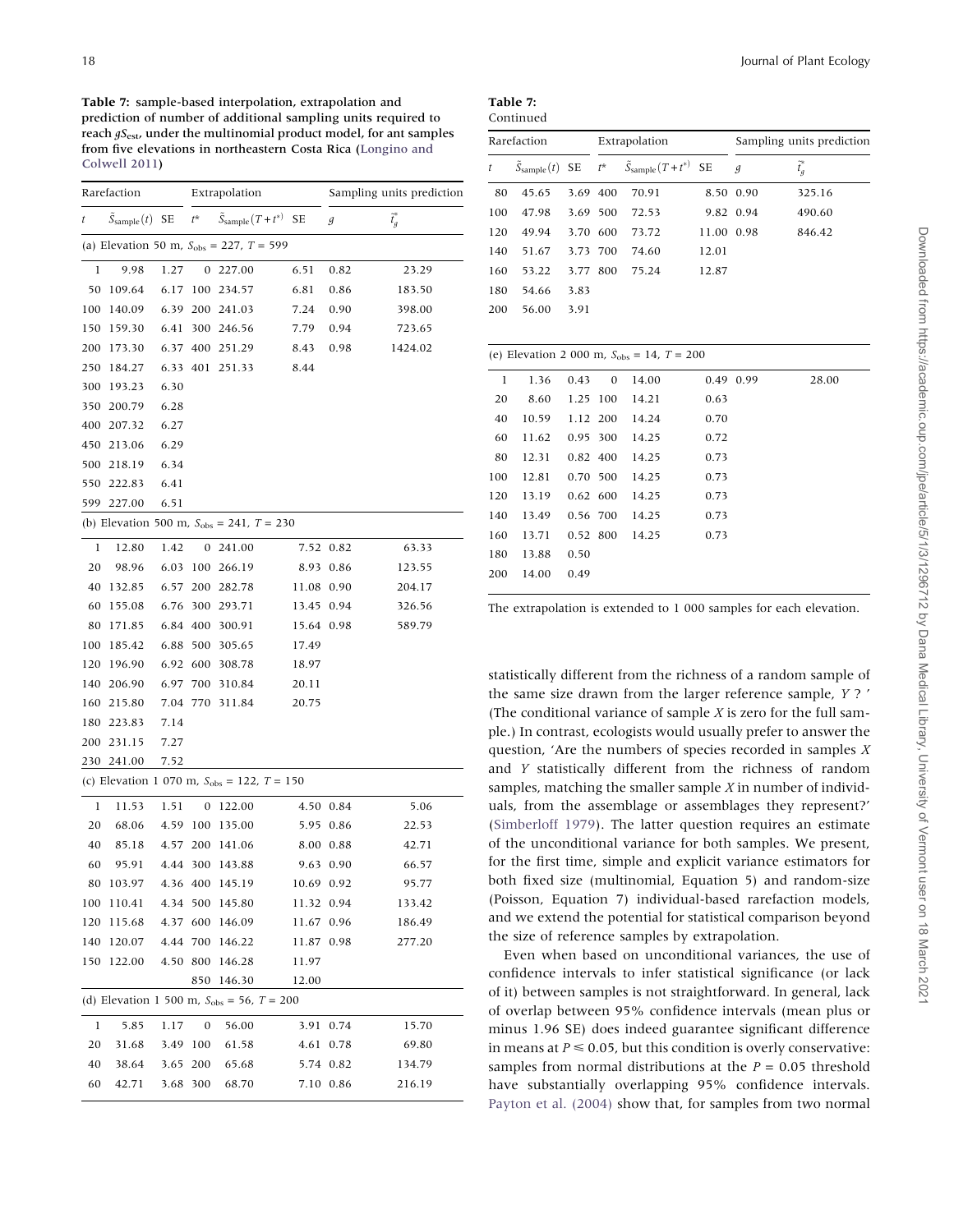**Table 7:** sample-based interpolation, extrapolation and prediction of number of additional sampling units required to reach $gS_{est}$, under the multinomial product model, for ant samples from five elevations in northeastern Costa Rica (Longino and Colwell 2011)

| Rarefaction | | | Extrapolation | | | Sampling units prediction | |
|---|---|---|---|---|---|---|---|
| $t$ | $\tilde{S}_{sample}(t)$ | SE | $t^*$ | $\tilde{S}_{sample}(T+t^*)$ | SE | $g$ | $\tilde{t}_g^*$ |
| (a) Elevation 50 m, $S_{obs}$ = 227, $T$ = 599 | | | | | | | |
| 1 | 9.98 | 1.27 | 0 | 227.00 | 6.51 | 0.82 | 23.29 |
| 50 | 109.64 | 6.17 | 100 | 234.57 | 6.81 | 0.86 | 183.50 |
| 100 | 140.09 | 6.39 | 200 | 241.03 | 7.24 | 0.90 | 398.00 |
| 150 | 159.30 | 6.41 | 300 | 246.56 | 7.79 | 0.94 | 723.65 |
| 200 | 173.30 | 6.37 | 400 | 251.29 | 8.43 | 0.98 | 1424.02 |
| 250 | 184.27 | 6.33 | 401 | 251.33 | 8.44 | | |
| 300 | 193.23 | 6.30 | | | | | |
| 350 | 200.79 | 6.28 | | | | | |
| 400 | 207.32 | 6.27 | | | | | |
| 450 | 213.06 | 6.29 | | | | | |
| 500 | 218.19 | 6.34 | | | | | |
| 550 | 222.83 | 6.41 | | | | | |
| 599 | 227.00 | 6.51 | | | | | |
| (b) Elevation 500 m, $S_{obs}$ = 241, $T$ = 230 | | | | | | | |
| 1 | 12.80 | 1.42 | 0 | 241.00 | 7.52 | 0.82 | 63.33 |
| 20 | 98.96 | 6.03 | 100 | 266.19 | 8.93 | 0.86 | 123.55 |
| 40 | 132.85 | 6.57 | 200 | 282.78 | 11.08 | 0.90 | 204.17 |
| 60 | 155.08 | 6.76 | 300 | 293.71 | 13.45 | 0.94 | 326.56 |
| 80 | 171.85 | 6.84 | 400 | 300.91 | 15.64 | 0.98 | 589.79 |
| 100 | 185.42 | 6.88 | 500 | 305.65 | 17.49 | | |
| 120 | 196.90 | 6.92 | 600 | 308.78 | 18.97 | | |
| 140 | 206.90 | 6.97 | 700 | 310.84 | 20.11 | | |
| 160 | 215.80 | 7.04 | 770 | 311.84 | 20.75 | | |
| 180 | 223.83 | 7.14 | | | | | |
| 200 | 231.15 | 7.27 | | | | | |
| 230 | 241.00 | 7.52 | | | | | |
| (c) Elevation 1 070 m, $S_{obs}$ = 122, $T$ = 150 | | | | | | | |
| 1 | 11.53 | 1.51 | 0 | 122.00 | 4.50 | 0.84 | 5.06 |
| 20 | 68.06 | 4.59 | 100 | 135.00 | 5.95 | 0.86 | 22.53 |
| 40 | 85.18 | 4.57 | 200 | 141.06 | 8.00 | 0.88 | 42.71 |
| 60 | 95.91 | 4.44 | 300 | 143.88 | 9.63 | 0.90 | 66.57 |
| 80 | 103.97 | 4.36 | 400 | 145.19 | 10.69 | 0.92 | 95.77 |
| 100 | 110.41 | 4.34 | 500 | 145.80 | 11.32 | 0.94 | 133.42 |
| 120 | 115.68 | 4.37 | 600 | 146.09 | 11.67 | 0.96 | 186.49 |
| 140 | 120.07 | 4.44 | 700 | 146.22 | 11.87 | 0.98 | 277.20 |
| 150 | 122.00 | 4.50 | 800 | 146.28 | 11.97 | | |
| | | | 850 | 146.30 | 12.00 | | |
| (d) Elevation 1 500 m, $S_{obs}$ = 56, $T$ = 200 | | | | | | | |
| 1 | 5.85 | 1.17 | 0 | 56.00 | 3.91 | 0.74 | 15.70 |
| 20 | 31.68 | 3.49 | 100 | 61.58 | 4.61 | 0.78 | 69.80 |
| 40 | 38.64 | 3.65 | 200 | 65.68 | 5.74 | 0.82 | 134.79 |
| 60 | 42.71 | 3.68 | 300 | 68.70 | 7.10 | 0.86 | 216.19 |
| 80 | 45.65 | 3.69 | 400 | 70.91 | 8.50 | 0.90 | 325.16 |
| 100 | 47.98 | 3.69 | 500 | 72.53 | 9.82 | 0.94 | 490.60 |
| 120 | 49.94 | 3.70 | 600 | 73.72 | 11.00 | 0.98 | 846.42 |
| 140 | 51.67 | 3.73 | 700 | 74.60 | 12.01 | | |
| 160 | 53.22 | 3.77 | 800 | 75.24 | 12.87 | | |
| 180 | 54.66 | 3.83 | | | | | |
| 200 | 56.00 | 3.91 | | | | | |
| (e) Elevation 2 000 m, $S_{obs}$ = 14, $T$ = 200 | | | | | | | |
| 1 | 1.36 | 0.43 | 0 | 14.00 | 0.49 | 0.99 | 28.00 |
| 20 | 8.60 | 1.25 | 100 | 14.21 | 0.63 | | |
| 40 | 10.59 | 1.12 | 200 | 14.24 | 0.70 | | |
| 60 | 11.62 | 0.95 | 300 | 14.25 | 0.72 | | |
| 80 | 12.31 | 0.82 | 400 | 14.25 | 0.73 | | |
| 100 | 12.81 | 0.70 | 500 | 14.25 | 0.73 | | |
| 120 | 13.19 | 0.62 | 600 | 14.25 | 0.73 | | |
| 140 | 13.49 | 0.56 | 700 | 14.25 | 0.73 | | |
| 160 | 13.71 | 0.52 | 800 | 14.25 | 0.73 | | |
| 180 | 13.88 | 0.50 | | | | | |
| 200 | 14.00 | 0.49 | | | | | |

The extrapolation is extended to 1 000 samples for each elevation.

statistically different from the richness of a random sample of the same size drawn from the larger reference sample, $Y$ ? ' (The conditional variance of sample $X$ is zero for the full sample.) In contrast, ecologists would usually prefer to answer the question, 'Are the numbers of species recorded in samples $X$ and $Y$ statistically different from the richness of random samples, matching the smaller sample $X$ in number of individuals, from the assemblage or assemblages they represent?' (Simberloff 1979). The latter question requires an estimate of the unconditional variance for both samples. We present, for the first time, simple and explicit variance estimators for both fixed size (multinomial, Equation 5) and random-size (Poisson, Equation 7) individual-based rarefaction models, and we extend the potential for statistical comparison beyond the size of reference samples by extrapolation.

Even when based on unconditional variances, the use of confidence intervals to infer statistical significance (or lack of it) between samples is not straightforward. In general, lack of overlap between 95% confidence intervals (mean plus or minus 1.96 SE) does indeed guarantee significant difference in means at $P \leq 0.05$, but this condition is overly conservative: samples from normal distributions at the $P = 0.05$ threshold have substantially overlapping 95% confidence intervals. Payton et al. (2004) show that, for samples from two normal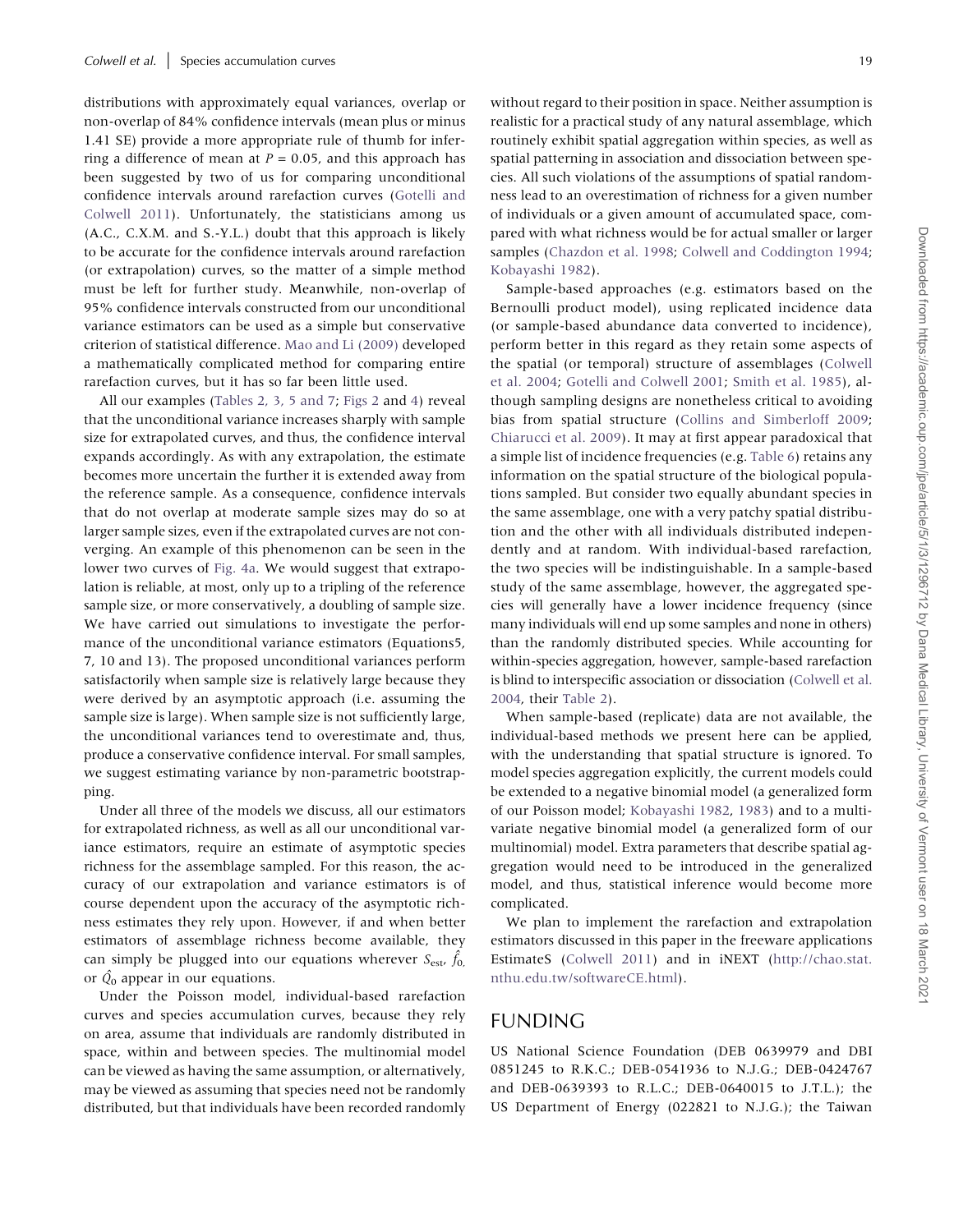distributions with approximately equal variances, overlap or non-overlap of 84% confidence intervals (mean plus or minus 1.41 SE) provide a more appropriate rule of thumb for inferring a difference of mean at $P = 0.05$, and this approach has been suggested by two of us for comparing unconditional confidence intervals around rarefaction curves (Gotelli and Colwell 2011). Unfortunately, the statisticians among us (A.C., C.X.M. and S.-Y.L.) doubt that this approach is likely to be accurate for the confidence intervals around rarefaction (or extrapolation) curves, so the matter of a simple method must be left for further study. Meanwhile, non-overlap of 95% confidence intervals constructed from our unconditional variance estimators can be used as a simple but conservative criterion of statistical difference. Mao and Li (2009) developed a mathematically complicated method for comparing entire rarefaction curves, but it has so far been little used.

All our examples (Tables 2, 3, 5 and 7; Figs 2 and 4) reveal that the unconditional variance increases sharply with sample size for extrapolated curves, and thus, the confidence interval expands accordingly. As with any extrapolation, the estimate becomes more uncertain the further it is extended away from the reference sample. As a consequence, confidence intervals that do not overlap at moderate sample sizes may do so at larger sample sizes, even if the extrapolated curves are not converging. An example of this phenomenon can be seen in the lower two curves of Fig. 4a. We would suggest that extrapolation is reliable, at most, only up to a tripling of the reference sample size, or more conservatively, a doubling of sample size. We have carried out simulations to investigate the performance of the unconditional variance estimators (Equations5, 7, 10 and 13). The proposed unconditional variances perform satisfactorily when sample size is relatively large because they were derived by an asymptotic approach (i.e. assuming the sample size is large). When sample size is not sufficiently large, the unconditional variances tend to overestimate and, thus, produce a conservative confidence interval. For small samples, we suggest estimating variance by non-parametric bootstrapping.

Under all three of the models we discuss, all our estimators for extrapolated richness, as well as all our unconditional variance estimators, require an estimate of asymptotic species richness for the assemblage sampled. For this reason, the accuracy of our extrapolation and variance estimators is of course dependent upon the accuracy of the asymptotic richness estimates they rely upon. However, if and when better estimators of assemblage richness become available, they can simply be plugged into our equations wherever $S_{est}$, $\hat{f}_{0,}$ or $\hat{Q}_0$ appear in our equations.

Under the Poisson model, individual-based rarefaction curves and species accumulation curves, because they rely on area, assume that individuals are randomly distributed in space, within and between species. The multinomial model can be viewed as having the same assumption, or alternatively, may be viewed as assuming that species need not be randomly distributed, but that individuals have been recorded randomly without regard to their position in space. Neither assumption is realistic for a practical study of any natural assemblage, which routinely exhibit spatial aggregation within species, as well as spatial patterning in association and dissociation between species. All such violations of the assumptions of spatial randomness lead to an overestimation of richness for a given number of individuals or a given amount of accumulated space, compared with what richness would be for actual smaller or larger samples (Chazdon et al. 1998; Colwell and Coddington 1994; Kobayashi 1982).

Sample-based approaches (e.g. estimators based on the Bernoulli product model), using replicated incidence data (or sample-based abundance data converted to incidence), perform better in this regard as they retain some aspects of the spatial (or temporal) structure of assemblages (Colwell et al. 2004; Gotelli and Colwell 2001; Smith et al. 1985), although sampling designs are nonetheless critical to avoiding bias from spatial structure (Collins and Simberloff 2009; Chiarucci et al. 2009). It may at first appear paradoxical that a simple list of incidence frequencies (e.g. Table 6) retains any information on the spatial structure of the biological populations sampled. But consider two equally abundant species in the same assemblage, one with a very patchy spatial distribution and the other with all individuals distributed independently and at random. With individual-based rarefaction, the two species will be indistinguishable. In a sample-based study of the same assemblage, however, the aggregated species will generally have a lower incidence frequency (since many individuals will end up some samples and none in others) than the randomly distributed species. While accounting for within-species aggregation, however, sample-based rarefaction is blind to interspecific association or dissociation (Colwell et al. 2004, their Table 2).

When sample-based (replicate) data are not available, the individual-based methods we present here can be applied, with the understanding that spatial structure is ignored. To model species aggregation explicitly, the current models could be extended to a negative binomial model (a generalized form of our Poisson model; Kobayashi 1982, 1983) and to a multivariate negative binomial model (a generalized form of our multinomial) model. Extra parameters that describe spatial aggregation would need to be introduced in the generalized model, and thus, statistical inference would become more complicated.

We plan to implement the rarefaction and extrapolation estimators discussed in this paper in the freeware applications EstimateS (Colwell 2011) and in iNEXT (http://chao.stat.nthu.edu.tw/softwareCE.html).

## FUNDING

US National Science Foundation (DEB 0639979 and DBI 0851245 to R.K.C.; DEB-0541936 to N.J.G.; DEB-0424767 and DEB-0639393 to R.L.C.; DEB-0640015 to J.T.L.); the US Department of Energy (022821 to N.J.G.); the Taiwan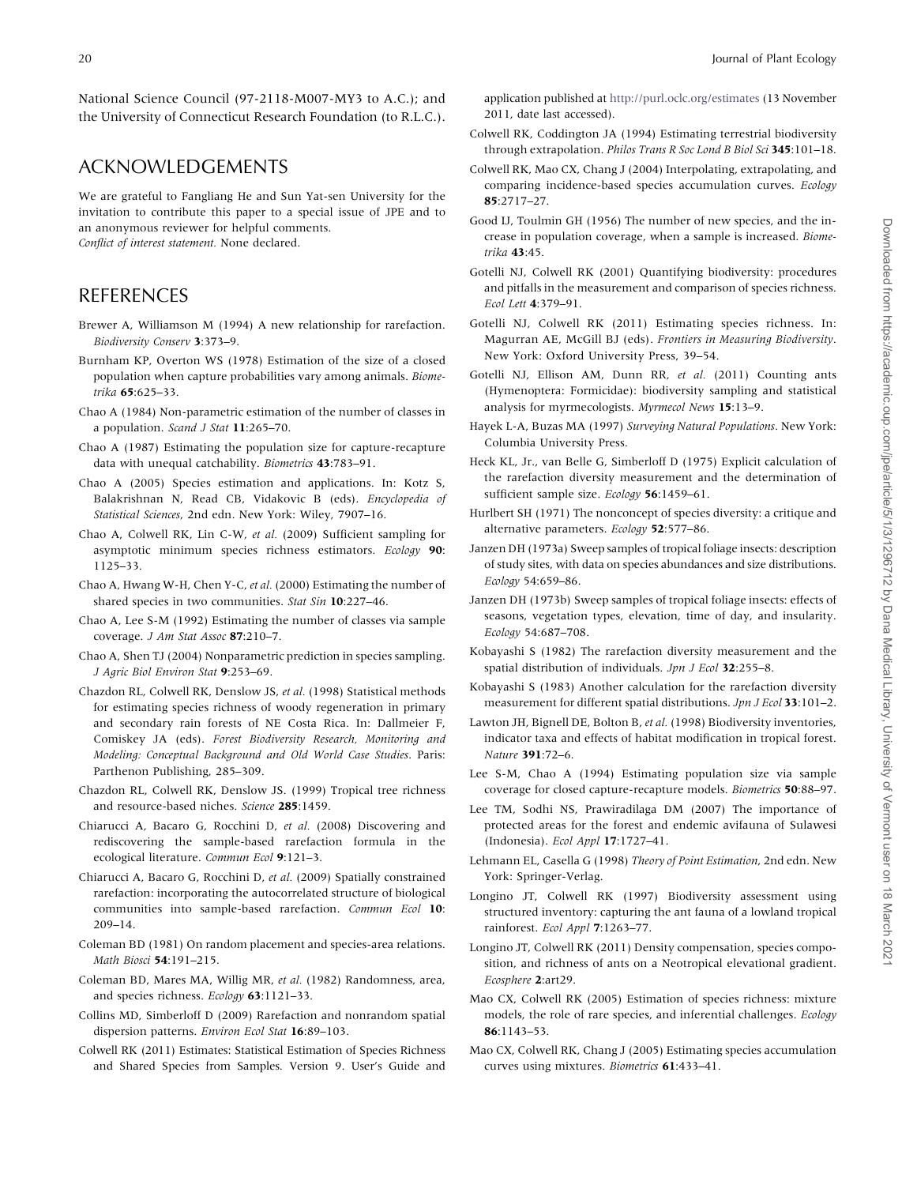National Science Council (97-2118-M007-MY3 to A.C.); and the University of Connecticut Research Foundation (to R.L.C.).

## ACKNOWLEDGEMENTS

We are grateful to Fangliang He and Sun Yat-sen University for the invitation to contribute this paper to a special issue of JPE and to an anonymous reviewer for helpful comments.
*Conflict of interest statement.* None declared.

## REFERENCES

Brewer A, Williamson M (1994) A new relationship for rarefaction. *Biodiversity Conserv* **3**:373–9.

Burnham KP, Overton WS (1978) Estimation of the size of a closed population when capture probabilities vary among animals. *Biometrika* **65**:625–33.

Chao A (1984) Non-parametric estimation of the number of classes in a population. *Scand J Stat* **11**:265–70.

Chao A (1987) Estimating the population size for capture-recapture data with unequal catchability. *Biometrics* **43**:783–91.

Chao A (2005) Species estimation and applications. In: Kotz S, Balakrishnan N, Read CB, Vidakovic B (eds). *Encyclopedia of Statistical Sciences*, 2nd edn. New York: Wiley, 7907–16.

Chao A, Colwell RK, Lin C-W, *et al.* (2009) Sufficient sampling for asymptotic minimum species richness estimators. *Ecology* **90**: 1125–33.

Chao A, Hwang W-H, Chen Y-C, *et al.* (2000) Estimating the number of shared species in two communities. *Stat Sin* **10**:227–46.

Chao A, Lee S-M (1992) Estimating the number of classes via sample coverage. *J Am Stat Assoc* **87**:210–7.

Chao A, Shen TJ (2004) Nonparametric prediction in species sampling. *J Agric Biol Environ Stat* **9**:253–69.

Chazdon RL, Colwell RK, Denslow JS, *et al.* (1998) Statistical methods for estimating species richness of woody regeneration in primary and secondary rain forests of NE Costa Rica. In: Dallmeier F, Comiskey JA (eds). *Forest Biodiversity Research, Monitoring and Modeling: Conceptual Background and Old World Case Studies*. Paris: Parthenon Publishing, 285–309.

Chazdon RL, Colwell RK, Denslow JS. (1999) Tropical tree richness and resource-based niches. *Science* **285**:1459.

Chiarucci A, Bacaro G, Rocchini D, *et al.* (2008) Discovering and rediscovering the sample-based rarefaction formula in the ecological literature. *Commun Ecol* **9**:121–3.

Chiarucci A, Bacaro G, Rocchini D, *et al.* (2009) Spatially constrained rarefaction: incorporating the autocorrelated structure of biological communities into sample-based rarefaction. *Commun Ecol* **10**: 209–14.

Coleman BD (1981) On random placement and species-area relations. *Math Biosci* **54**:191–215.

Coleman BD, Mares MA, Willig MR, *et al.* (1982) Randomness, area, and species richness. *Ecology* **63**:1121–33.

Collins MD, Simberloff D (2009) Rarefaction and nonrandom spatial dispersion patterns. *Environ Ecol Stat* **16**:89–103.

Colwell RK (2011) Estimates: Statistical Estimation of Species Richness and Shared Species from Samples. Version 9. User's Guide and application published at http://purl.oclc.org/estimates (13 November 2011, date last accessed).

Colwell RK, Coddington JA (1994) Estimating terrestrial biodiversity through extrapolation. *Philos Trans R Soc Lond B Biol Sci* **345**:101–18.

Colwell RK, Mao CX, Chang J (2004) Interpolating, extrapolating, and comparing incidence-based species accumulation curves. *Ecology* **85**:2717–27.

Good IJ, Toulmin GH (1956) The number of new species, and the increase in population coverage, when a sample is increased. *Biometrika* **43**:45.

Gotelli NJ, Colwell RK (2001) Quantifying biodiversity: procedures and pitfalls in the measurement and comparison of species richness. *Ecol Lett* **4**:379–91.

Gotelli NJ, Colwell RK (2011) Estimating species richness. In: Magurran AE, McGill BJ (eds). *Frontiers in Measuring Biodiversity*. New York: Oxford University Press, 39–54.

Gotelli NJ, Ellison AM, Dunn RR, *et al.* (2011) Counting ants (Hymenoptera: Formicidae): biodiversity sampling and statistical analysis for myrmecologists. *Myrmecol News* **15**:13–9.

Hayek L-A, Buzas MA (1997) *Surveying Natural Populations*. New York: Columbia University Press.

Heck KL, Jr., van Belle G, Simberloff D (1975) Explicit calculation of the rarefaction diversity measurement and the determination of sufficient sample size. *Ecology* **56**:1459–61.

Hurlbert SH (1971) The nonconcept of species diversity: a critique and alternative parameters. *Ecology* **52**:577–86.

Janzen DH (1973a) Sweep samples of tropical foliage insects: description of study sites, with data on species abundances and size distributions. *Ecology* 54:659–86.

Janzen DH (1973b) Sweep samples of tropical foliage insects: effects of seasons, vegetation types, elevation, time of day, and insularity. *Ecology* 54:687–708.

Kobayashi S (1982) The rarefaction diversity measurement and the spatial distribution of individuals. *Jpn J Ecol* **32**:255–8.

Kobayashi S (1983) Another calculation for the rarefaction diversity measurement for different spatial distributions. *Jpn J Ecol* **33**:101–2.

Lawton JH, Bignell DE, Bolton B, *et al.* (1998) Biodiversity inventories, indicator taxa and effects of habitat modification in tropical forest. *Nature* **391**:72–6.

Lee S-M, Chao A (1994) Estimating population size via sample coverage for closed capture-recapture models. *Biometrics* **50**:88–97.

Lee TM, Sodhi NS, Prawiradilaga DM (2007) The importance of protected areas for the forest and endemic avifauna of Sulawesi (Indonesia). *Ecol Appl* **17**:1727–41.

Lehmann EL, Casella G (1998) *Theory of Point Estimation*, 2nd edn. New York: Springer-Verlag.

Longino JT, Colwell RK (1997) Biodiversity assessment using structured inventory: capturing the ant fauna of a lowland tropical rainforest. *Ecol Appl* **7**:1263–77.

Longino JT, Colwell RK (2011) Density compensation, species composition, and richness of ants on a Neotropical elevational gradient. *Ecosphere* **2**:art29.

Mao CX, Colwell RK (2005) Estimation of species richness: mixture models, the role of rare species, and inferential challenges. *Ecology* **86**:1143–53.

Mao CX, Colwell RK, Chang J (2005) Estimating species accumulation curves using mixtures. *Biometrics* **61**:433–41.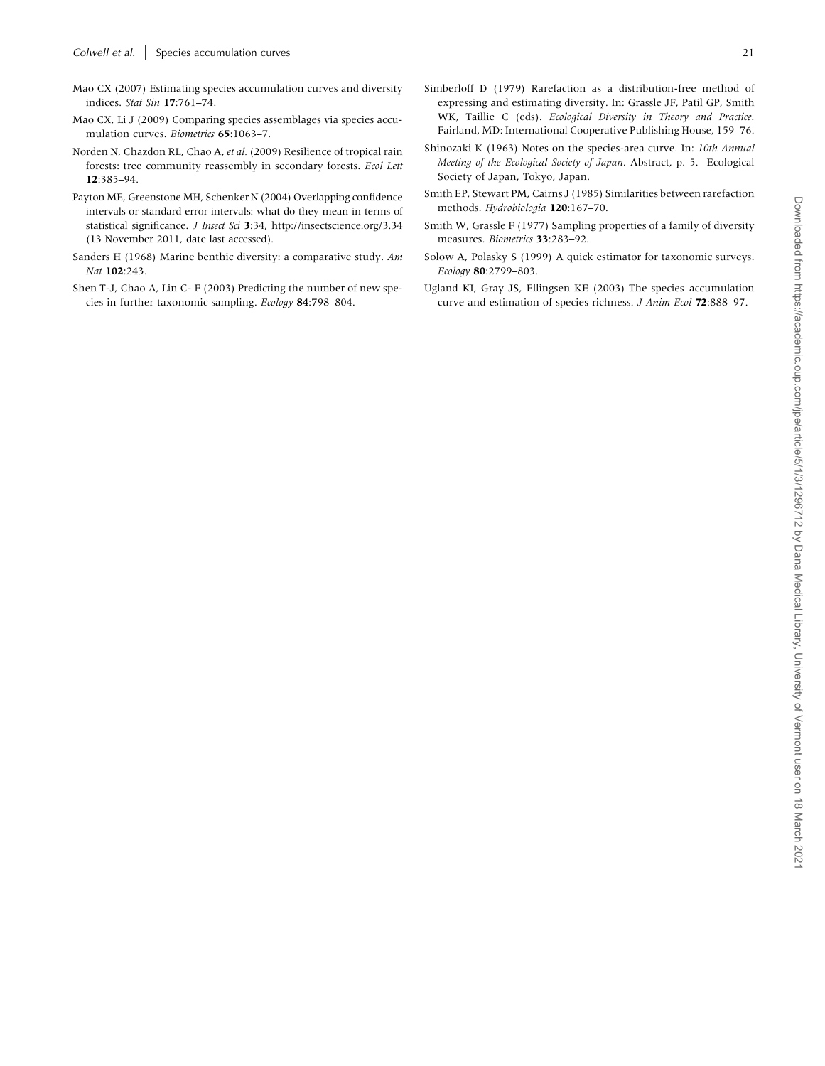Mao CX (2007) Estimating species accumulation curves and diversity indices. *Stat Sin* **17**:761–74.

Mao CX, Li J (2009) Comparing species assemblages via species accumulation curves. *Biometrics* **65**:1063–7.

Norden N, Chazdon RL, Chao A, *et al.* (2009) Resilience of tropical rain forests: tree community reassembly in secondary forests. *Ecol Lett* **12**:385–94.

Payton ME, Greenstone MH, Schenker N (2004) Overlapping confidence intervals or standard error intervals: what do they mean in terms of statistical significance. *J Insect Sci* **3**:34, http://insectscience.org/3.34 (13 November 2011, date last accessed).

Sanders H (1968) Marine benthic diversity: a comparative study. *Am Nat* **102**:243.

Shen T-J, Chao A, Lin C- F (2003) Predicting the number of new species in further taxonomic sampling. *Ecology* **84**:798–804.

Simberloff D (1979) Rarefaction as a distribution-free method of expressing and estimating diversity. In: Grassle JF, Patil GP, Smith WK, Taillie C (eds). *Ecological Diversity in Theory and Practice*. Fairland, MD: International Cooperative Publishing House, 159–76.

Shinozaki K (1963) Notes on the species-area curve. In: *10th Annual Meeting of the Ecological Society of Japan*. Abstract, p. 5. Ecological Society of Japan, Tokyo, Japan.

Smith EP, Stewart PM, Cairns J (1985) Similarities between rarefaction methods. *Hydrobiologia* **120**:167–70.

Smith W, Grassle F (1977) Sampling properties of a family of diversity measures. *Biometrics* **33**:283–92.

Solow A, Polasky S (1999) A quick estimator for taxonomic surveys. *Ecology* **80**:2799–803.

Ugland KI, Gray JS, Ellingsen KE (2003) The species–accumulation curve and estimation of species richness. *J Anim Ecol* **72**:888–97.